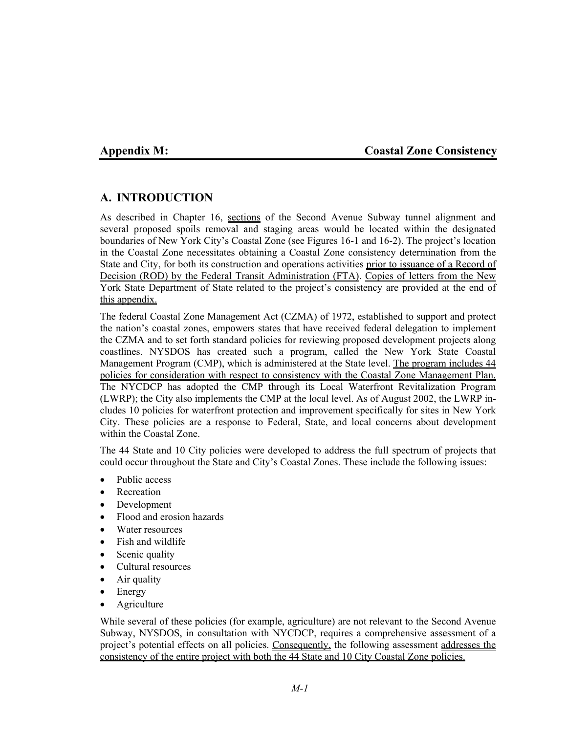## Appendix M: Coastal Zone Consistency

## A. INTRODUCTION

As described in Chapter 16, sections of the Second Avenue Subway tunnel alignment and several proposed spoils removal and staging areas would be located within the designated boundaries of New York City's Coastal Zone (see Figures 16-1 and 16-2). The project's location in the Coastal Zone necessitates obtaining a Coastal Zone consistency determination from the State and City, for both its construction and operations activities prior to issuance of a Record of Decision (ROD) by the Federal Transit Administration (FTA). Copies of letters from the New York State Department of State related to the project's consistency are provided at the end of this appendix.

The federal Coastal Zone Management Act (CZMA) of 1972, established to support and protect the nation's coastal zones, empowers states that have received federal delegation to implement the CZMA and to set forth standard policies for reviewing proposed development projects along coastlines. NYSDOS has created such a program, called the New York State Coastal Management Program (CMP), which is administered at the State level. The program includes 44 policies for consideration with respect to consistency with the Coastal Zone Management Plan. The NYCDCP has adopted the CMP through its Local Waterfront Revitalization Program (LWRP); the City also implements the CMP at the local level. As of August 2002, the LWRP includes 10 policies for waterfront protection and improvement specifically for sites in New York City. These policies are a response to Federal, State, and local concerns about development within the Coastal Zone.

The 44 State and 10 City policies were developed to address the full spectrum of projects that could occur throughout the State and City's Coastal Zones. These include the following issues:

- Public access
- Recreation
- Development
- Flood and erosion hazards
- Water resources
- Fish and wildlife
- Scenic quality
- Cultural resources
- Air quality
- Energy
- Agriculture

While several of these policies (for example, agriculture) are not relevant to the Second Avenue Subway, NYSDOS, in consultation with NYCDCP, requires a comprehensive assessment of a project's potential effects on all policies. Consequently, the following assessment addresses the consistency of the entire project with both the 44 State and 10 City Coastal Zone policies.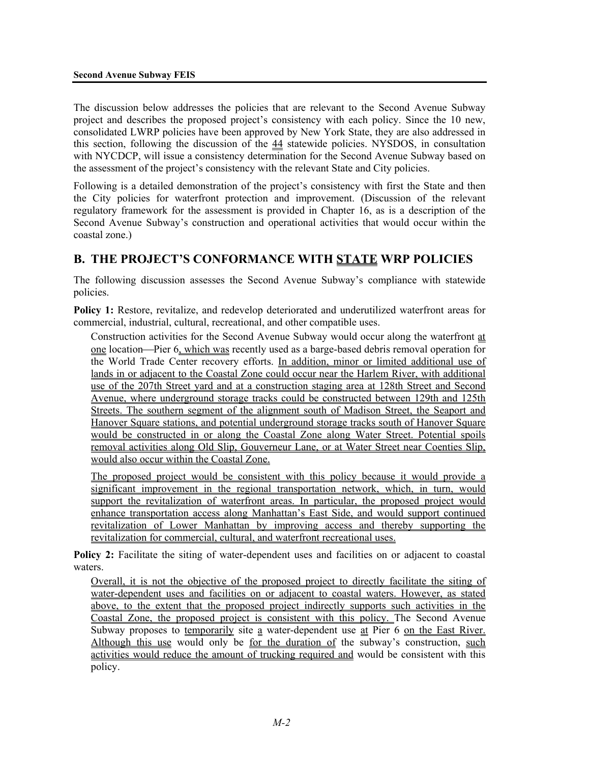The discussion below addresses the policies that are relevant to the Second Avenue Subway project and describes the proposed project's consistency with each policy. Since the 10 new, consolidated LWRP policies have been approved by New York State, they are also addressed in this section, following the discussion of the 44 statewide policies. NYSDOS, in consultation with NYCDCP, will issue a consistency determination for the Second Avenue Subway based on the assessment of the project's consistency with the relevant State and City policies.

Following is a detailed demonstration of the project's consistency with first the State and then the City policies for waterfront protection and improvement. (Discussion of the relevant regulatory framework for the assessment is provided in Chapter 16, as is a description of the Second Avenue Subway's construction and operational activities that would occur within the coastal zone.)

## B. THE PROJECT'S CONFORMANCE WITH STATE WRP POLICIES

The following discussion assesses the Second Avenue Subway's compliance with statewide policies.

**Policy 1:** Restore, revitalize, and redevelop deteriorated and underutilized waterfront areas for commercial, industrial, cultural, recreational, and other compatible uses.

Construction activities for the Second Avenue Subway would occur along the waterfront at one location—Pier 6, which was recently used as a barge-based debris removal operation for the World Trade Center recovery efforts. In addition, minor or limited additional use of lands in or adjacent to the Coastal Zone could occur near the Harlem River, with additional use of the 207th Street yard and at a construction staging area at 128th Street and Second Avenue, where underground storage tracks could be constructed between 129th and 125th Streets. The southern segment of the alignment south of Madison Street, the Seaport and Hanover Square stations, and potential underground storage tracks south of Hanover Square would be constructed in or along the Coastal Zone along Water Street. Potential spoils removal activities along Old Slip, Gouverneur Lane, or at Water Street near Coenties Slip, would also occur within the Coastal Zone.

The proposed project would be consistent with this policy because it would provide a significant improvement in the regional transportation network, which, in turn, would support the revitalization of waterfront areas. In particular, the proposed project would enhance transportation access along Manhattan's East Side, and would support continued revitalization of Lower Manhattan by improving access and thereby supporting the revitalization for commercial, cultural, and waterfront recreational uses.

**Policy 2:** Facilitate the siting of water-dependent uses and facilities on or adjacent to coastal waters.

Overall, it is not the objective of the proposed project to directly facilitate the siting of water-dependent uses and facilities on or adjacent to coastal waters. However, as stated above, to the extent that the proposed project indirectly supports such activities in the Coastal Zone, the proposed project is consistent with this policy. The Second Avenue Subway proposes to temporarily site a water-dependent use at Pier 6 on the East River. Although this use would only be for the duration of the subway's construction, such activities would reduce the amount of trucking required and would be consistent with this policy.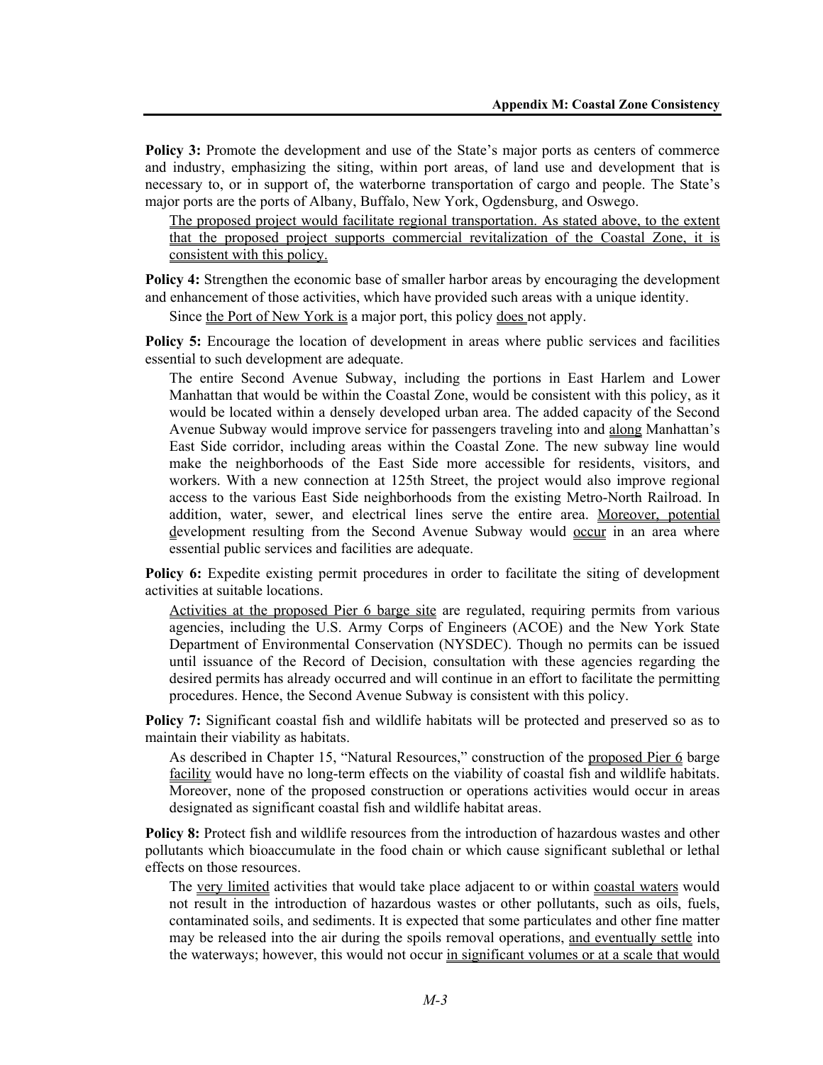**Policy 3:** Promote the development and use of the State's major ports as centers of commerce and industry, emphasizing the siting, within port areas, of land use and development that is necessary to, or in support of, the waterborne transportation of cargo and people. The State's major ports are the ports of Albany, Buffalo, New York, Ogdensburg, and Oswego.

The proposed project would facilitate regional transportation. As stated above, to the extent that the proposed project supports commercial revitalization of the Coastal Zone, it is consistent with this policy.

**Policy 4:** Strengthen the economic base of smaller harbor areas by encouraging the development and enhancement of those activities, which have provided such areas with a unique identity.

Since the Port of New York is a major port, this policy does not apply.

**Policy 5:** Encourage the location of development in areas where public services and facilities essential to such development are adequate.

The entire Second Avenue Subway, including the portions in East Harlem and Lower Manhattan that would be within the Coastal Zone, would be consistent with this policy, as it would be located within a densely developed urban area. The added capacity of the Second Avenue Subway would improve service for passengers traveling into and along Manhattan's East Side corridor, including areas within the Coastal Zone. The new subway line would make the neighborhoods of the East Side more accessible for residents, visitors, and workers. With a new connection at 125th Street, the project would also improve regional access to the various East Side neighborhoods from the existing Metro-North Railroad. In addition, water, sewer, and electrical lines serve the entire area. Moreover, potential development resulting from the Second Avenue Subway would occur in an area where essential public services and facilities are adequate.

**Policy 6:** Expedite existing permit procedures in order to facilitate the siting of development activities at suitable locations.

Activities at the proposed Pier 6 barge site are regulated, requiring permits from various agencies, including the U.S. Army Corps of Engineers (ACOE) and the New York State Department of Environmental Conservation (NYSDEC). Though no permits can be issued until issuance of the Record of Decision, consultation with these agencies regarding the desired permits has already occurred and will continue in an effort to facilitate the permitting procedures. Hence, the Second Avenue Subway is consistent with this policy.

**Policy 7:** Significant coastal fish and wildlife habitats will be protected and preserved so as to maintain their viability as habitats.

As described in Chapter 15, "Natural Resources," construction of the proposed Pier 6 barge facility would have no long-term effects on the viability of coastal fish and wildlife habitats. Moreover, none of the proposed construction or operations activities would occur in areas designated as significant coastal fish and wildlife habitat areas.

**Policy 8:** Protect fish and wildlife resources from the introduction of hazardous wastes and other pollutants which bioaccumulate in the food chain or which cause significant sublethal or lethal effects on those resources.

The very limited activities that would take place adjacent to or within coastal waters would not result in the introduction of hazardous wastes or other pollutants, such as oils, fuels, contaminated soils, and sediments. It is expected that some particulates and other fine matter may be released into the air during the spoils removal operations, and eventually settle into the waterways; however, this would not occur in significant volumes or at a scale that would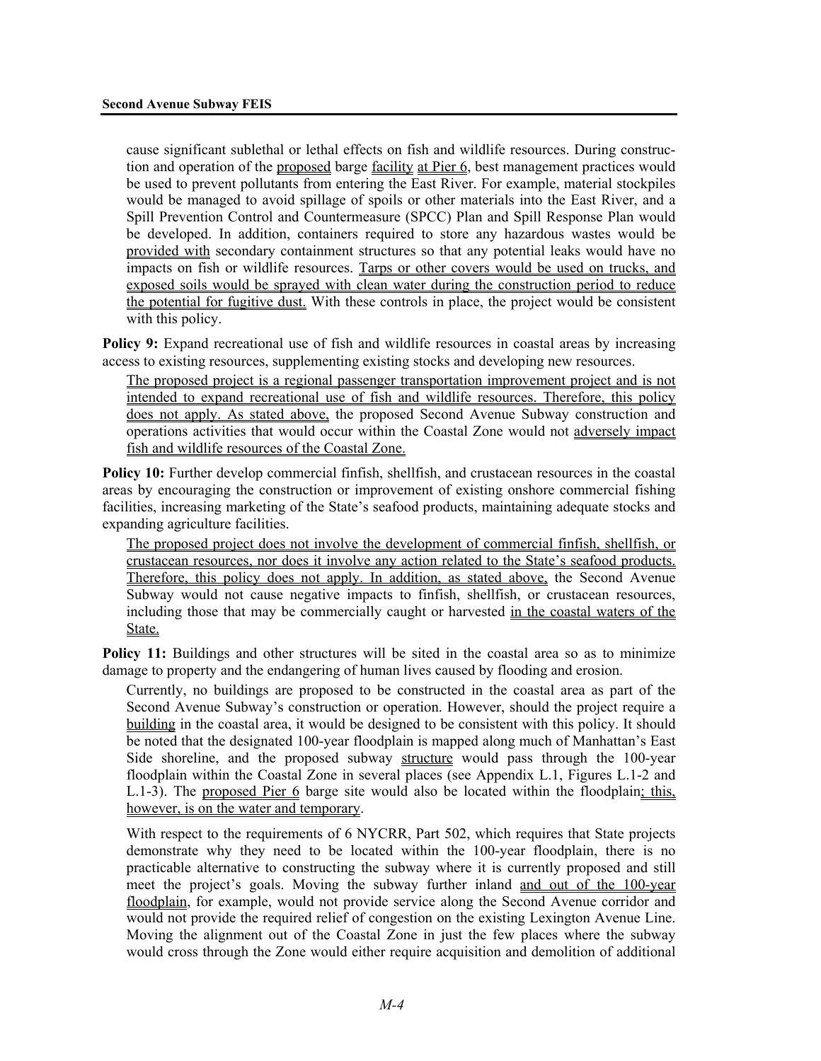cause significant sublethal or lethal effects on fish and wildlife resources. During construction and operation of the proposed barge facility at Pier 6, best management practices would be used to prevent pollutants from entering the East River. For example, material stockpiles would be managed to avoid spillage of spoils or other materials into the East River, and a Spill Prevention Control and Countermeasure (SPCC) Plan and Spill Response Plan would be developed. In addition, containers required to store any hazardous wastes would be provided with secondary containment structures so that any potential leaks would have no impacts on fish or wildlife resources. Tarps or other covers would be used on trucks, and exposed soils would be sprayed with clean water during the construction period to reduce the potential for fugitive dust. With these controls in place, the project would be consistent with this policy.

**Policy 9:** Expand recreational use of fish and wildlife resources in coastal areas by increasing access to existing resources, supplementing existing stocks and developing new resources.

The proposed project is a regional passenger transportation improvement project and is not intended to expand recreational use of fish and wildlife resources. Therefore, this policy does not apply. As stated above, the proposed Second Avenue Subway construction and operations activities that would occur within the Coastal Zone would not adversely impact fish and wildlife resources of the Coastal Zone.

**Policy 10:** Further develop commercial finfish, shellfish, and crustacean resources in the coastal areas by encouraging the construction or improvement of existing onshore commercial fishing facilities, increasing marketing of the State's seafood products, maintaining adequate stocks and expanding agriculture facilities.

The proposed project does not involve the development of commercial finfish, shellfish, or crustacean resources, nor does it involve any action related to the State's seafood products. Therefore, this policy does not apply. In addition, as stated above, the Second Avenue Subway would not cause negative impacts to finfish, shellfish, or crustacean resources, including those that may be commercially caught or harvested in the coastal waters of the State.

**Policy 11:** Buildings and other structures will be sited in the coastal area so as to minimize damage to property and the endangering of human lives caused by flooding and erosion.

Currently, no buildings are proposed to be constructed in the coastal area as part of the Second Avenue Subway's construction or operation. However, should the project require a building in the coastal area, it would be designed to be consistent with this policy. It should be noted that the designated 100-year floodplain is mapped along much of Manhattan's East Side shoreline, and the proposed subway structure would pass through the 100-year floodplain within the Coastal Zone in several places (see Appendix L.1, Figures L.1-2 and L.1-3). The proposed Pier 6 barge site would also be located within the floodplain; this, however, is on the water and temporary.

With respect to the requirements of 6 NYCRR, Part 502, which requires that State projects demonstrate why they need to be located within the 100-year floodplain, there is no practicable alternative to constructing the subway where it is currently proposed and still meet the project's goals. Moving the subway further inland and out of the 100-year floodplain, for example, would not provide service along the Second Avenue corridor and would not provide the required relief of congestion on the existing Lexington Avenue Line. Moving the alignment out of the Coastal Zone in just the few places where the subway would cross through the Zone would either require acquisition and demolition of additional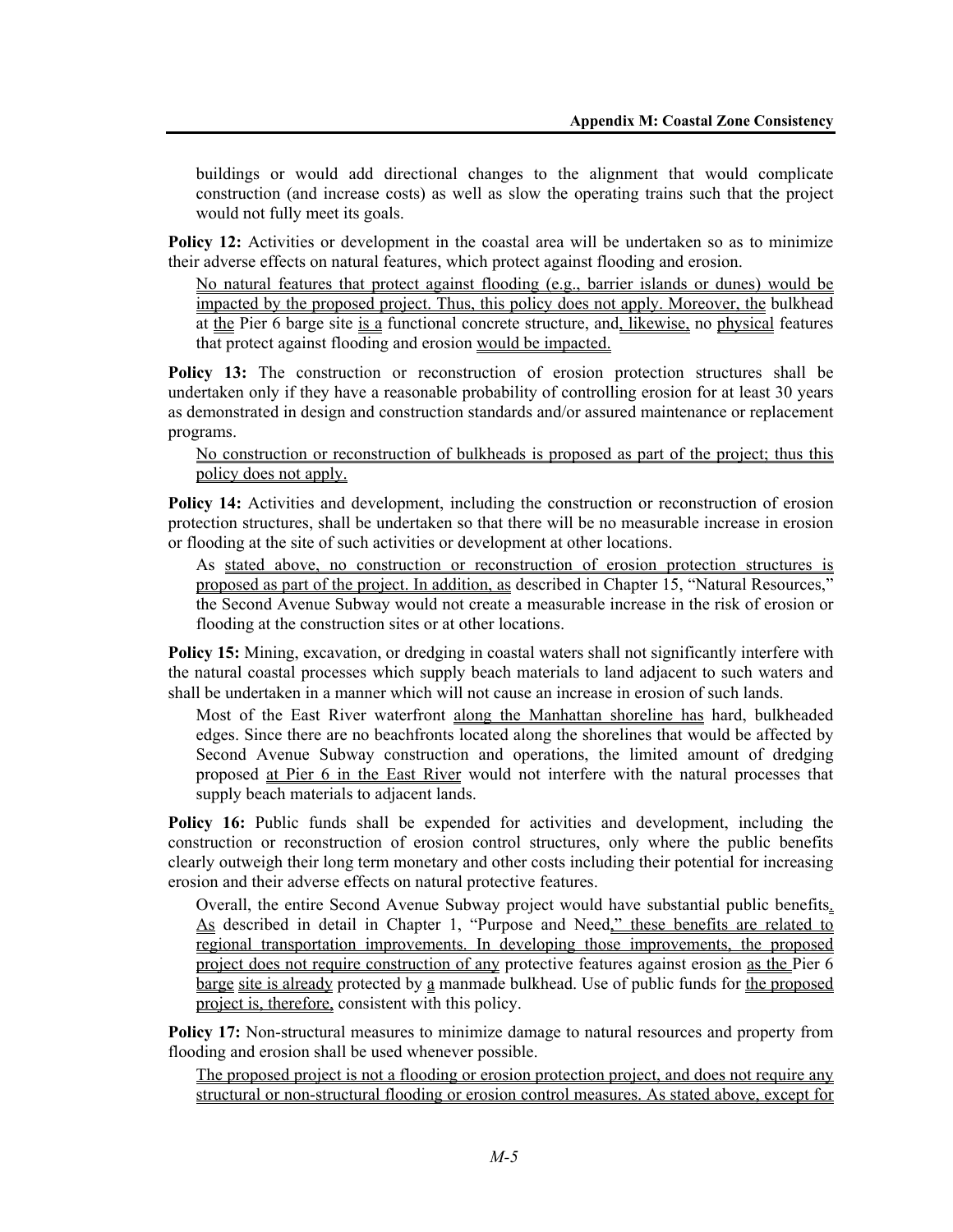buildings or would add directional changes to the alignment that would complicate construction (and increase costs) as well as slow the operating trains such that the project would not fully meet its goals.

**Policy 12:** Activities or development in the coastal area will be undertaken so as to minimize their adverse effects on natural features, which protect against flooding and erosion.

No natural features that protect against flooding (e.g., barrier islands or dunes) would be impacted by the proposed project. Thus, this policy does not apply. Moreover, the bulkhead at the Pier 6 barge site is a functional concrete structure, and, likewise, no physical features that protect against flooding and erosion would be impacted.

**Policy 13:** The construction or reconstruction of erosion protection structures shall be undertaken only if they have a reasonable probability of controlling erosion for at least 30 years as demonstrated in design and construction standards and/or assured maintenance or replacement programs.

No construction or reconstruction of bulkheads is proposed as part of the project; thus this policy does not apply.

**Policy 14:** Activities and development, including the construction or reconstruction of erosion protection structures, shall be undertaken so that there will be no measurable increase in erosion or flooding at the site of such activities or development at other locations.

As stated above, no construction or reconstruction of erosion protection structures is proposed as part of the project. In addition, as described in Chapter 15, "Natural Resources," the Second Avenue Subway would not create a measurable increase in the risk of erosion or flooding at the construction sites or at other locations.

**Policy 15:** Mining, excavation, or dredging in coastal waters shall not significantly interfere with the natural coastal processes which supply beach materials to land adjacent to such waters and shall be undertaken in a manner which will not cause an increase in erosion of such lands.

Most of the East River waterfront along the Manhattan shoreline has hard, bulkheaded edges. Since there are no beachfronts located along the shorelines that would be affected by Second Avenue Subway construction and operations, the limited amount of dredging proposed at Pier 6 in the East River would not interfere with the natural processes that supply beach materials to adjacent lands.

**Policy 16:** Public funds shall be expended for activities and development, including the construction or reconstruction of erosion control structures, only where the public benefits clearly outweigh their long term monetary and other costs including their potential for increasing erosion and their adverse effects on natural protective features.

Overall, the entire Second Avenue Subway project would have substantial public benefits. As described in detail in Chapter 1, "Purpose and Need," these benefits are related to regional transportation improvements. In developing those improvements, the proposed project does not require construction of any protective features against erosion as the Pier 6 barge site is already protected by a manmade bulkhead. Use of public funds for the proposed project is, therefore, consistent with this policy.

**Policy 17:** Non-structural measures to minimize damage to natural resources and property from flooding and erosion shall be used whenever possible.

The proposed project is not a flooding or erosion protection project, and does not require any structural or non-structural flooding or erosion control measures. As stated above, except for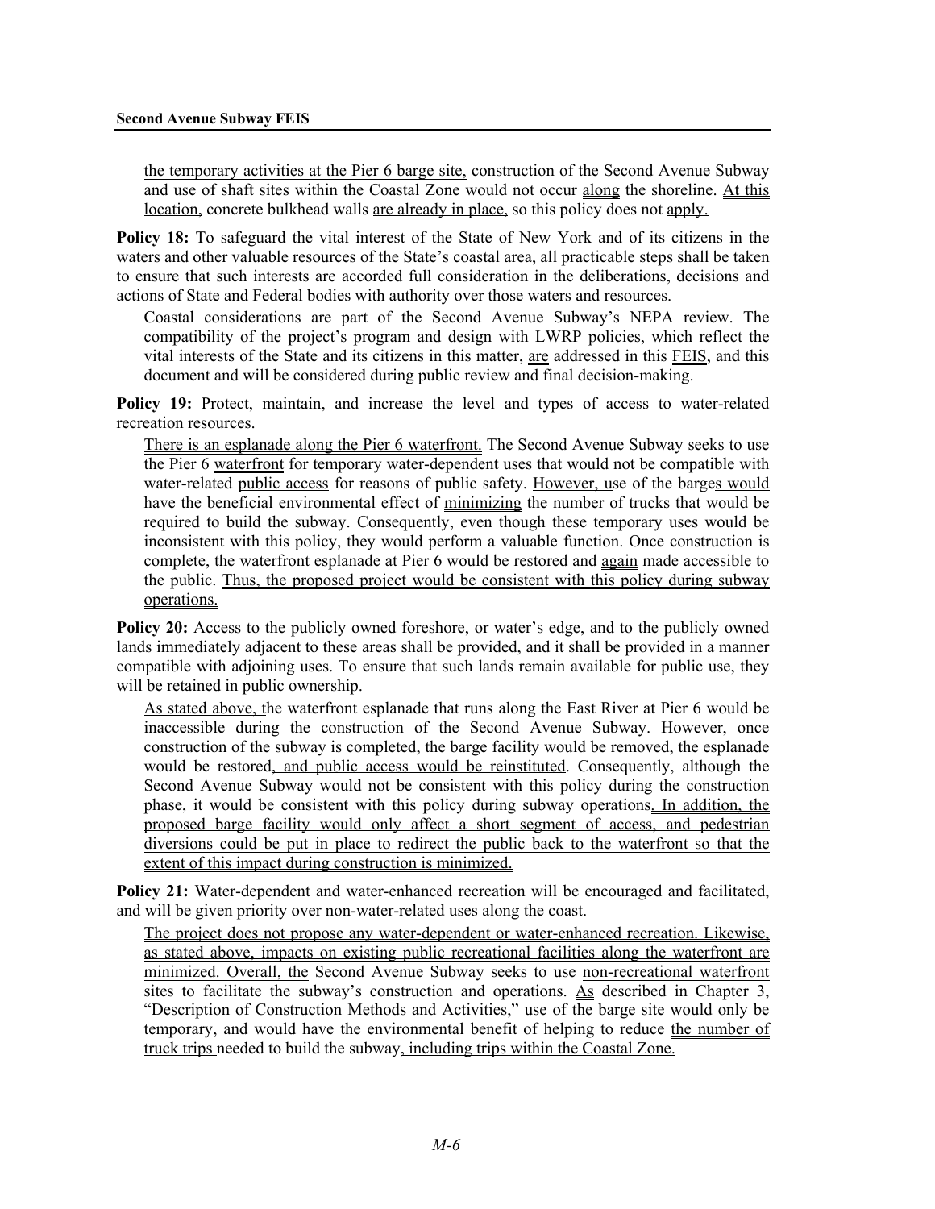the temporary activities at the Pier 6 barge site, construction of the Second Avenue Subway and use of shaft sites within the Coastal Zone would not occur along the shoreline. At this location, concrete bulkhead walls are already in place, so this policy does not apply.

**Policy 18:** To safeguard the vital interest of the State of New York and of its citizens in the waters and other valuable resources of the State's coastal area, all practicable steps shall be taken to ensure that such interests are accorded full consideration in the deliberations, decisions and actions of State and Federal bodies with authority over those waters and resources.

Coastal considerations are part of the Second Avenue Subway's NEPA review. The compatibility of the project's program and design with LWRP policies, which reflect the vital interests of the State and its citizens in this matter, are addressed in this FEIS, and this document and will be considered during public review and final decision-making.

**Policy 19:** Protect, maintain, and increase the level and types of access to water-related recreation resources.

There is an esplanade along the Pier 6 waterfront. The Second Avenue Subway seeks to use the Pier 6 waterfront for temporary water-dependent uses that would not be compatible with water-related public access for reasons of public safety. However, use of the barges would have the beneficial environmental effect of minimizing the number of trucks that would be required to build the subway. Consequently, even though these temporary uses would be inconsistent with this policy, they would perform a valuable function. Once construction is complete, the waterfront esplanade at Pier 6 would be restored and again made accessible to the public. Thus, the proposed project would be consistent with this policy during subway operations.

**Policy 20:** Access to the publicly owned foreshore, or water's edge, and to the publicly owned lands immediately adjacent to these areas shall be provided, and it shall be provided in a manner compatible with adjoining uses. To ensure that such lands remain available for public use, they will be retained in public ownership.

As stated above, the waterfront esplanade that runs along the East River at Pier 6 would be inaccessible during the construction of the Second Avenue Subway. However, once construction of the subway is completed, the barge facility would be removed, the esplanade would be restored, and public access would be reinstituted. Consequently, although the Second Avenue Subway would not be consistent with this policy during the construction phase, it would be consistent with this policy during subway operations. In addition, the proposed barge facility would only affect a short segment of access, and pedestrian diversions could be put in place to redirect the public back to the waterfront so that the extent of this impact during construction is minimized.

**Policy 21:** Water-dependent and water-enhanced recreation will be encouraged and facilitated, and will be given priority over non-water-related uses along the coast.

The project does not propose any water-dependent or water-enhanced recreation. Likewise, as stated above, impacts on existing public recreational facilities along the waterfront are minimized. Overall, the Second Avenue Subway seeks to use non-recreational waterfront sites to facilitate the subway's construction and operations. As described in Chapter 3, "Description of Construction Methods and Activities," use of the barge site would only be temporary, and would have the environmental benefit of helping to reduce the number of truck trips needed to build the subway, including trips within the Coastal Zone.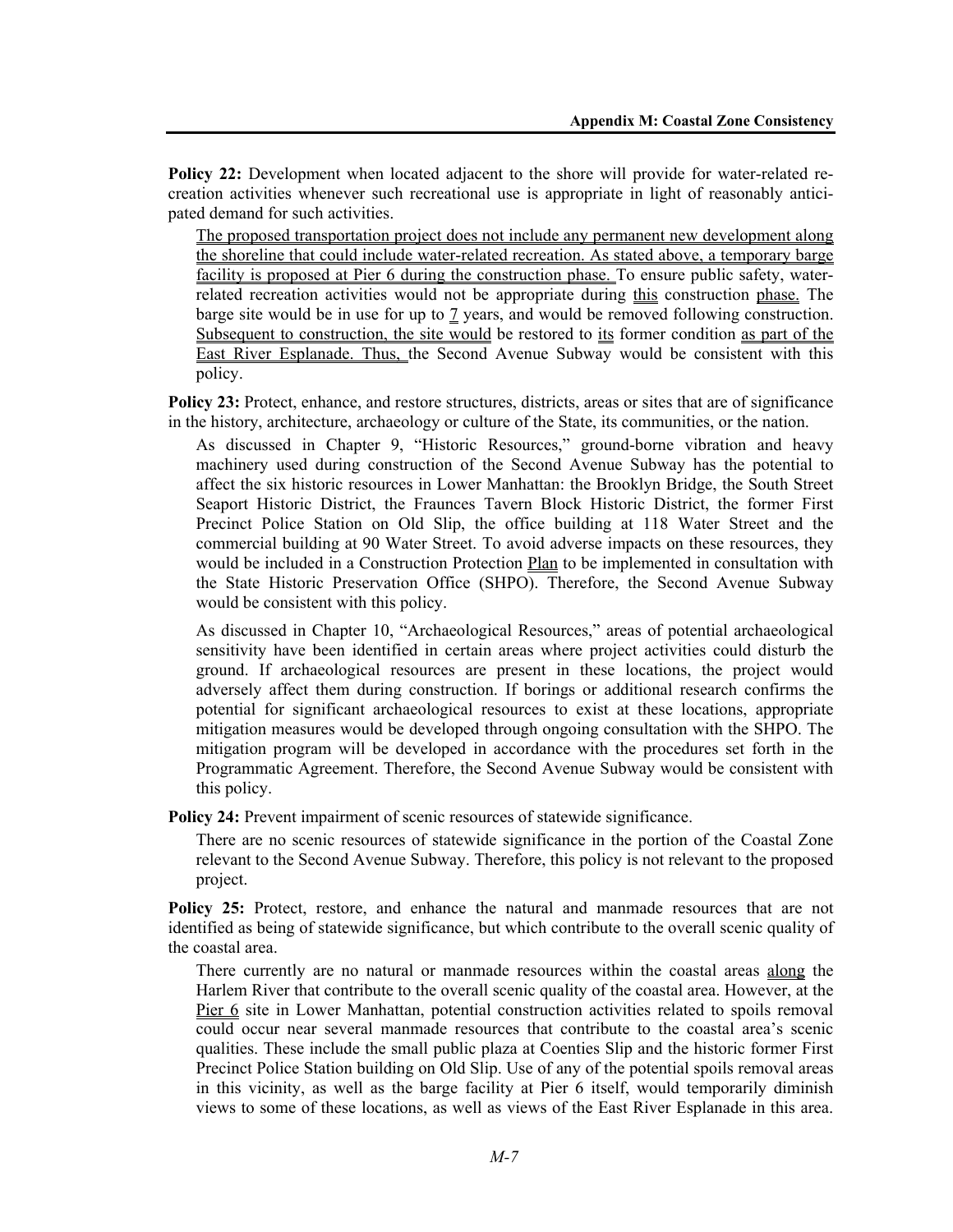**Policy 22:** Development when located adjacent to the shore will provide for water-related recreation activities whenever such recreational use is appropriate in light of reasonably anticipated demand for such activities.

The proposed transportation project does not include any permanent new development along the shoreline that could include water-related recreation. As stated above, a temporary barge facility is proposed at Pier 6 during the construction phase. To ensure public safety, water-related recreation activities would not be appropriate during this construction phase. The barge site would be in use for up to 7 years, and would be removed following construction. Subsequent to construction, the site would be restored to its former condition as part of the East River Esplanade. Thus, the Second Avenue Subway would be consistent with this policy.

**Policy 23:** Protect, enhance, and restore structures, districts, areas or sites that are of significance in the history, architecture, archaeology or culture of the State, its communities, or the nation.

As discussed in Chapter 9, "Historic Resources," ground-borne vibration and heavy machinery used during construction of the Second Avenue Subway has the potential to affect the six historic resources in Lower Manhattan: the Brooklyn Bridge, the South Street Seaport Historic District, the Fraunces Tavern Block Historic District, the former First Precinct Police Station on Old Slip, the office building at 118 Water Street and the commercial building at 90 Water Street. To avoid adverse impacts on these resources, they would be included in a Construction Protection Plan to be implemented in consultation with the State Historic Preservation Office (SHPO). Therefore, the Second Avenue Subway would be consistent with this policy.

As discussed in Chapter 10, "Archaeological Resources," areas of potential archaeological sensitivity have been identified in certain areas where project activities could disturb the ground. If archaeological resources are present in these locations, the project would adversely affect them during construction. If borings or additional research confirms the potential for significant archaeological resources to exist at these locations, appropriate mitigation measures would be developed through ongoing consultation with the SHPO. The mitigation program will be developed in accordance with the procedures set forth in the Programmatic Agreement. Therefore, the Second Avenue Subway would be consistent with this policy.

**Policy 24:** Prevent impairment of scenic resources of statewide significance.

There are no scenic resources of statewide significance in the portion of the Coastal Zone relevant to the Second Avenue Subway. Therefore, this policy is not relevant to the proposed project.

**Policy 25:** Protect, restore, and enhance the natural and manmade resources that are not identified as being of statewide significance, but which contribute to the overall scenic quality of the coastal area.

There currently are no natural or manmade resources within the coastal areas along the Harlem River that contribute to the overall scenic quality of the coastal area. However, at the Pier 6 site in Lower Manhattan, potential construction activities related to spoils removal could occur near several manmade resources that contribute to the coastal area's scenic qualities. These include the small public plaza at Coenties Slip and the historic former First Precinct Police Station building on Old Slip. Use of any of the potential spoils removal areas in this vicinity, as well as the barge facility at Pier 6 itself, would temporarily diminish views to some of these locations, as well as views of the East River Esplanade in this area.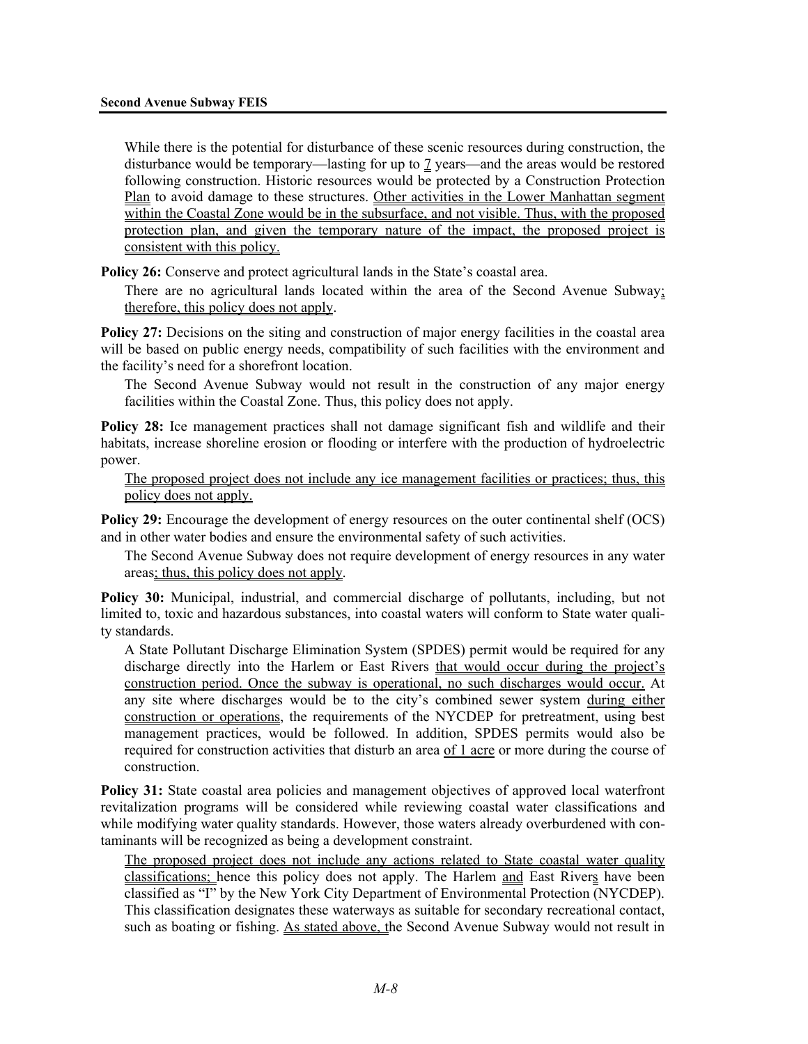While there is the potential for disturbance of these scenic resources during construction, the disturbance would be temporary—lasting for up to 7 years—and the areas would be restored following construction. Historic resources would be protected by a Construction Protection Plan to avoid damage to these structures. Other activities in the Lower Manhattan segment within the Coastal Zone would be in the subsurface, and not visible. Thus, with the proposed protection plan, and given the temporary nature of the impact, the proposed project is consistent with this policy.

**Policy 26:** Conserve and protect agricultural lands in the State's coastal area.

There are no agricultural lands located within the area of the Second Avenue Subway; therefore, this policy does not apply.

**Policy 27:** Decisions on the siting and construction of major energy facilities in the coastal area will be based on public energy needs, compatibility of such facilities with the environment and the facility's need for a shorefront location.

The Second Avenue Subway would not result in the construction of any major energy facilities within the Coastal Zone. Thus, this policy does not apply.

**Policy 28:** Ice management practices shall not damage significant fish and wildlife and their habitats, increase shoreline erosion or flooding or interfere with the production of hydroelectric power.

The proposed project does not include any ice management facilities or practices; thus, this policy does not apply.

**Policy 29:** Encourage the development of energy resources on the outer continental shelf (OCS) and in other water bodies and ensure the environmental safety of such activities.

The Second Avenue Subway does not require development of energy resources in any water areas; thus, this policy does not apply.

**Policy 30:** Municipal, industrial, and commercial discharge of pollutants, including, but not limited to, toxic and hazardous substances, into coastal waters will conform to State water quality standards.

A State Pollutant Discharge Elimination System (SPDES) permit would be required for any discharge directly into the Harlem or East Rivers that would occur during the project's construction period. Once the subway is operational, no such discharges would occur. At any site where discharges would be to the city's combined sewer system during either construction or operations, the requirements of the NYCDEP for pretreatment, using best management practices, would be followed. In addition, SPDES permits would also be required for construction activities that disturb an area of 1 acre or more during the course of construction.

**Policy 31:** State coastal area policies and management objectives of approved local waterfront revitalization programs will be considered while reviewing coastal water classifications and while modifying water quality standards. However, those waters already overburdened with contaminants will be recognized as being a development constraint.

The proposed project does not include any actions related to State coastal water quality classifications; hence this policy does not apply. The Harlem and East Rivers have been classified as "I" by the New York City Department of Environmental Protection (NYCDEP). This classification designates these waterways as suitable for secondary recreational contact, such as boating or fishing. As stated above, the Second Avenue Subway would not result in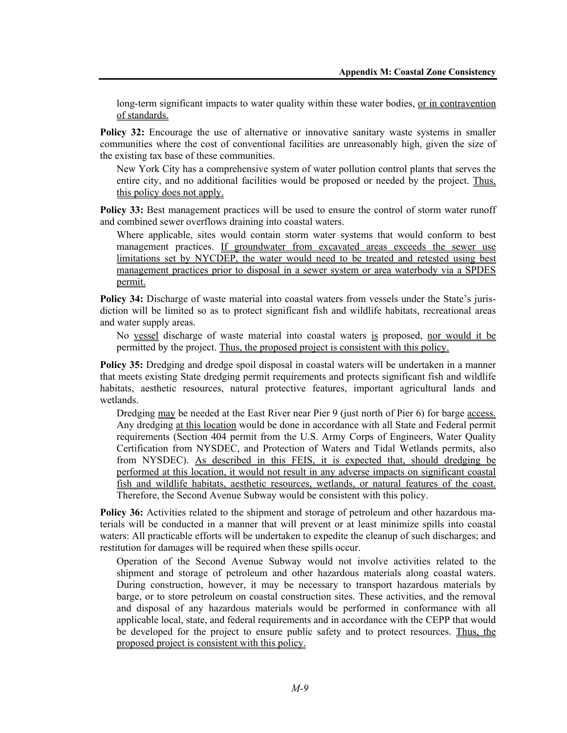long-term significant impacts to water quality within these water bodies, or in contravention of standards.

**Policy 32:** Encourage the use of alternative or innovative sanitary waste systems in smaller communities where the cost of conventional facilities are unreasonably high, given the size of the existing tax base of these communities.

New York City has a comprehensive system of water pollution control plants that serves the entire city, and no additional facilities would be proposed or needed by the project. Thus, this policy does not apply.

**Policy 33:** Best management practices will be used to ensure the control of storm water runoff and combined sewer overflows draining into coastal waters.

Where applicable, sites would contain storm water systems that would conform to best management practices. If groundwater from excavated areas exceeds the sewer use limitations set by NYCDEP, the water would need to be treated and retested using best management practices prior to disposal in a sewer system or area waterbody via a SPDES permit.

**Policy 34:** Discharge of waste material into coastal waters from vessels under the State's jurisdiction will be limited so as to protect significant fish and wildlife habitats, recreational areas and water supply areas.

No vessel discharge of waste material into coastal waters is proposed, nor would it be permitted by the project. Thus, the proposed project is consistent with this policy.

**Policy 35:** Dredging and dredge spoil disposal in coastal waters will be undertaken in a manner that meets existing State dredging permit requirements and protects significant fish and wildlife habitats, aesthetic resources, natural protective features, important agricultural lands and wetlands.

Dredging may be needed at the East River near Pier 9 (just north of Pier 6) for barge access. Any dredging at this location would be done in accordance with all State and Federal permit requirements (Section 404 permit from the U.S. Army Corps of Engineers, Water Quality Certification from NYSDEC, and Protection of Waters and Tidal Wetlands permits, also from NYSDEC). As described in this FEIS, it is expected that, should dredging be performed at this location, it would not result in any adverse impacts on significant coastal fish and wildlife habitats, aesthetic resources, wetlands, or natural features of the coast. Therefore, the Second Avenue Subway would be consistent with this policy.

**Policy 36:** Activities related to the shipment and storage of petroleum and other hazardous materials will be conducted in a manner that will prevent or at least minimize spills into coastal waters: All practicable efforts will be undertaken to expedite the cleanup of such discharges; and restitution for damages will be required when these spills occur.

Operation of the Second Avenue Subway would not involve activities related to the shipment and storage of petroleum and other hazardous materials along coastal waters. During construction, however, it may be necessary to transport hazardous materials by barge, or to store petroleum on coastal construction sites. These activities, and the removal and disposal of any hazardous materials would be performed in conformance with all applicable local, state, and federal requirements and in accordance with the CEPP that would be developed for the project to ensure public safety and to protect resources. Thus, the proposed project is consistent with this policy.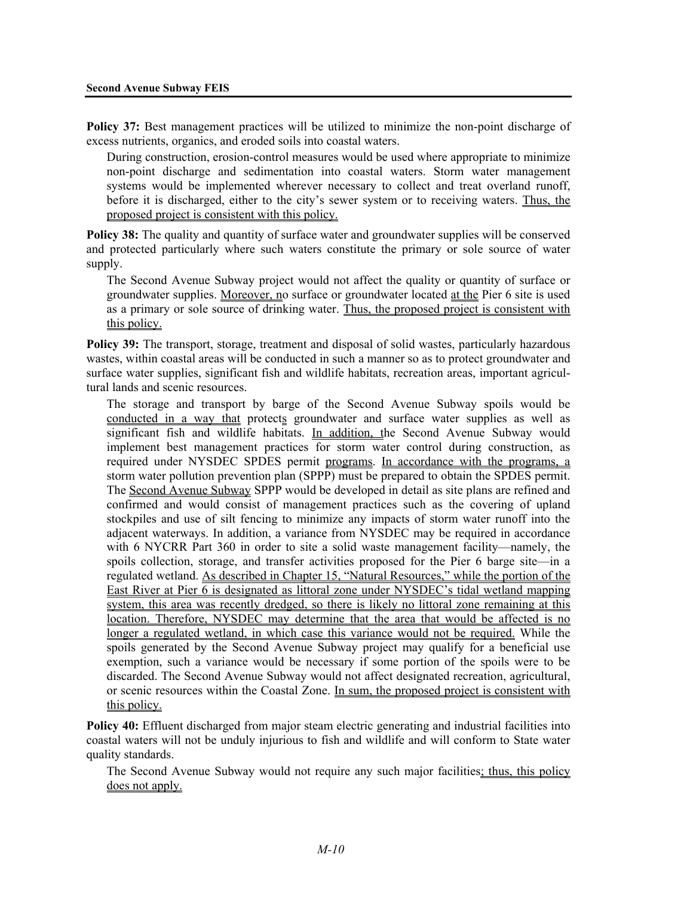**Policy 37:** Best management practices will be utilized to minimize the non-point discharge of excess nutrients, organics, and eroded soils into coastal waters.

During construction, erosion-control measures would be used where appropriate to minimize non-point discharge and sedimentation into coastal waters. Storm water management systems would be implemented wherever necessary to collect and treat overland runoff, before it is discharged, either to the city's sewer system or to receiving waters. Thus, the proposed project is consistent with this policy.

**Policy 38:** The quality and quantity of surface water and groundwater supplies will be conserved and protected particularly where such waters constitute the primary or sole source of water supply.

The Second Avenue Subway project would not affect the quality or quantity of surface or groundwater supplies. Moreover, no surface or groundwater located at the Pier 6 site is used as a primary or sole source of drinking water. Thus, the proposed project is consistent with this policy.

**Policy 39:** The transport, storage, treatment and disposal of solid wastes, particularly hazardous wastes, within coastal areas will be conducted in such a manner so as to protect groundwater and surface water supplies, significant fish and wildlife habitats, recreation areas, important agricultural lands and scenic resources.

The storage and transport by barge of the Second Avenue Subway spoils would be conducted in a way that protects groundwater and surface water supplies as well as significant fish and wildlife habitats. In addition, the Second Avenue Subway would implement best management practices for storm water control during construction, as required under NYSDEC SPDES permit programs. In accordance with the programs, a storm water pollution prevention plan (SPPP) must be prepared to obtain the SPDES permit. The Second Avenue Subway SPPP would be developed in detail as site plans are refined and confirmed and would consist of management practices such as the covering of upland stockpiles and use of silt fencing to minimize any impacts of storm water runoff into the adjacent waterways. In addition, a variance from NYSDEC may be required in accordance with 6 NYCRR Part 360 in order to site a solid waste management facility—namely, the spoils collection, storage, and transfer activities proposed for the Pier 6 barge site—in a regulated wetland. As described in Chapter 15, "Natural Resources," while the portion of the East River at Pier 6 is designated as littoral zone under NYSDEC's tidal wetland mapping system, this area was recently dredged, so there is likely no littoral zone remaining at this location. Therefore, NYSDEC may determine that the area that would be affected is no longer a regulated wetland, in which case this variance would not be required. While the spoils generated by the Second Avenue Subway project may qualify for a beneficial use exemption, such a variance would be necessary if some portion of the spoils were to be discarded. The Second Avenue Subway would not affect designated recreation, agricultural, or scenic resources within the Coastal Zone. In sum, the proposed project is consistent with this policy.

**Policy 40:** Effluent discharged from major steam electric generating and industrial facilities into coastal waters will not be unduly injurious to fish and wildlife and will conform to State water quality standards.

The Second Avenue Subway would not require any such major facilities; thus, this policy does not apply.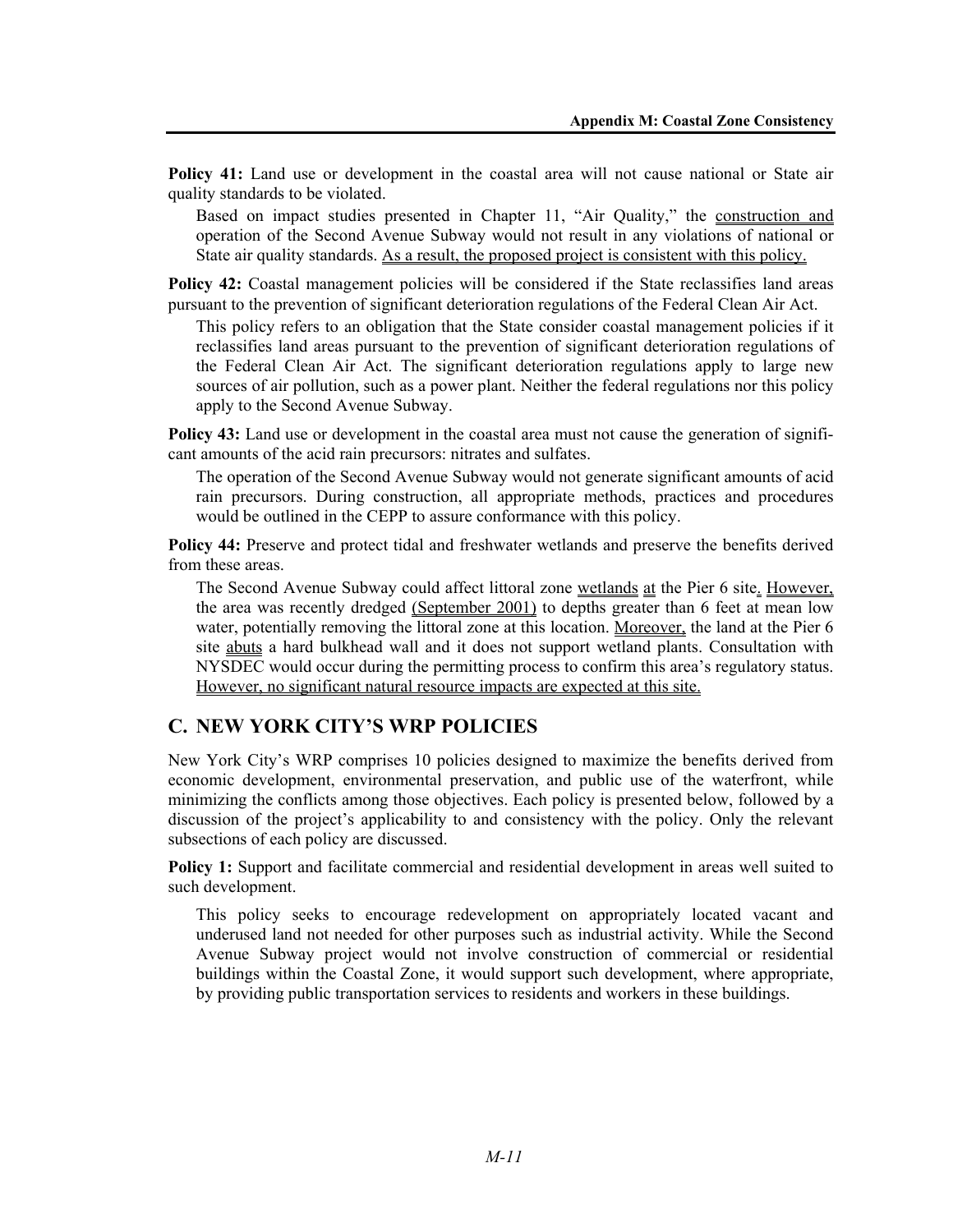**Policy 41:** Land use or development in the coastal area will not cause national or State air quality standards to be violated.

Based on impact studies presented in Chapter 11, "Air Quality," the construction and operation of the Second Avenue Subway would not result in any violations of national or State air quality standards. As a result, the proposed project is consistent with this policy.

**Policy 42:** Coastal management policies will be considered if the State reclassifies land areas pursuant to the prevention of significant deterioration regulations of the Federal Clean Air Act.

This policy refers to an obligation that the State consider coastal management policies if it reclassifies land areas pursuant to the prevention of significant deterioration regulations of the Federal Clean Air Act. The significant deterioration regulations apply to large new sources of air pollution, such as a power plant. Neither the federal regulations nor this policy apply to the Second Avenue Subway.

**Policy 43:** Land use or development in the coastal area must not cause the generation of significant amounts of the acid rain precursors: nitrates and sulfates.

The operation of the Second Avenue Subway would not generate significant amounts of acid rain precursors. During construction, all appropriate methods, practices and procedures would be outlined in the CEPP to assure conformance with this policy.

**Policy 44:** Preserve and protect tidal and freshwater wetlands and preserve the benefits derived from these areas.

The Second Avenue Subway could affect littoral zone wetlands at the Pier 6 site. However, the area was recently dredged (September 2001) to depths greater than 6 feet at mean low water, potentially removing the littoral zone at this location. Moreover, the land at the Pier 6 site abuts a hard bulkhead wall and it does not support wetland plants. Consultation with NYSDEC would occur during the permitting process to confirm this area's regulatory status. However, no significant natural resource impacts are expected at this site.

## C. NEW YORK CITY'S WRP POLICIES

New York City's WRP comprises 10 policies designed to maximize the benefits derived from economic development, environmental preservation, and public use of the waterfront, while minimizing the conflicts among those objectives. Each policy is presented below, followed by a discussion of the project's applicability to and consistency with the policy. Only the relevant subsections of each policy are discussed.

**Policy 1:** Support and facilitate commercial and residential development in areas well suited to such development.

This policy seeks to encourage redevelopment on appropriately located vacant and underused land not needed for other purposes such as industrial activity. While the Second Avenue Subway project would not involve construction of commercial or residential buildings within the Coastal Zone, it would support such development, where appropriate, by providing public transportation services to residents and workers in these buildings.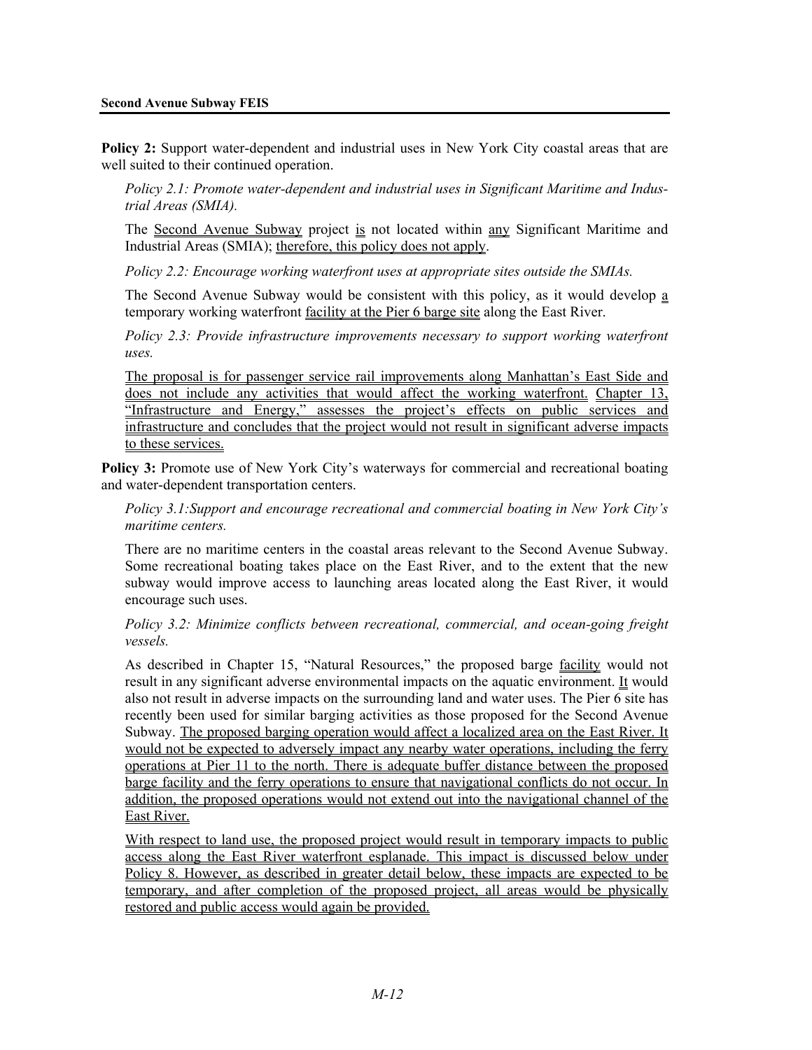**Policy 2:** Support water-dependent and industrial uses in New York City coastal areas that are well suited to their continued operation.

*Policy 2.1: Promote water-dependent and industrial uses in Significant Maritime and Industrial Areas (SMIA).*

The Second Avenue Subway project is not located within any Significant Maritime and Industrial Areas (SMIA); therefore, this policy does not apply.

*Policy 2.2: Encourage working waterfront uses at appropriate sites outside the SMIAs.*

The Second Avenue Subway would be consistent with this policy, as it would develop a temporary working waterfront facility at the Pier 6 barge site along the East River.

*Policy 2.3: Provide infrastructure improvements necessary to support working waterfront uses.*

The proposal is for passenger service rail improvements along Manhattan's East Side and does not include any activities that would affect the working waterfront. Chapter 13, "Infrastructure and Energy," assesses the project's effects on public services and infrastructure and concludes that the project would not result in significant adverse impacts to these services.

**Policy 3:** Promote use of New York City's waterways for commercial and recreational boating and water-dependent transportation centers.

*Policy 3.1:Support and encourage recreational and commercial boating in New York City's maritime centers.*

There are no maritime centers in the coastal areas relevant to the Second Avenue Subway. Some recreational boating takes place on the East River, and to the extent that the new subway would improve access to launching areas located along the East River, it would encourage such uses.

*Policy 3.2: Minimize conflicts between recreational, commercial, and ocean-going freight vessels.*

As described in Chapter 15, "Natural Resources," the proposed barge facility would not result in any significant adverse environmental impacts on the aquatic environment. It would also not result in adverse impacts on the surrounding land and water uses. The Pier 6 site has recently been used for similar barging activities as those proposed for the Second Avenue Subway. The proposed barging operation would affect a localized area on the East River. It would not be expected to adversely impact any nearby water operations, including the ferry operations at Pier 11 to the north. There is adequate buffer distance between the proposed barge facility and the ferry operations to ensure that navigational conflicts do not occur. In addition, the proposed operations would not extend out into the navigational channel of the East River.

With respect to land use, the proposed project would result in temporary impacts to public access along the East River waterfront esplanade. This impact is discussed below under Policy 8. However, as described in greater detail below, these impacts are expected to be temporary, and after completion of the proposed project, all areas would be physically restored and public access would again be provided.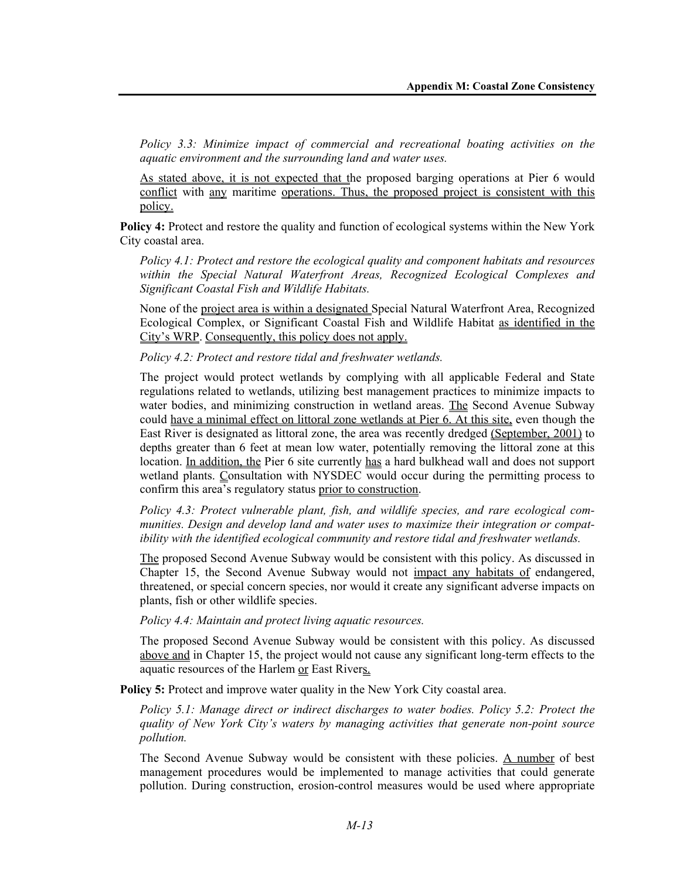*Policy 3.3: Minimize impact of commercial and recreational boating activities on the aquatic environment and the surrounding land and water uses.*

As stated above, it is not expected that the proposed barging operations at Pier 6 would conflict with any maritime operations. Thus, the proposed project is consistent with this policy.

**Policy 4:** Protect and restore the quality and function of ecological systems within the New York City coastal area.

*Policy 4.1: Protect and restore the ecological quality and component habitats and resources within the Special Natural Waterfront Areas, Recognized Ecological Complexes and Significant Coastal Fish and Wildlife Habitats.*

None of the project area is within a designated Special Natural Waterfront Area, Recognized Ecological Complex, or Significant Coastal Fish and Wildlife Habitat as identified in the City's WRP. Consequently, this policy does not apply.

*Policy 4.2: Protect and restore tidal and freshwater wetlands.*

The project would protect wetlands by complying with all applicable Federal and State regulations related to wetlands, utilizing best management practices to minimize impacts to water bodies, and minimizing construction in wetland areas. The Second Avenue Subway could have a minimal effect on littoral zone wetlands at Pier 6. At this site, even though the East River is designated as littoral zone, the area was recently dredged (September, 2001) to depths greater than 6 feet at mean low water, potentially removing the littoral zone at this location. In addition, the Pier 6 site currently has a hard bulkhead wall and does not support wetland plants. Consultation with NYSDEC would occur during the permitting process to confirm this area's regulatory status prior to construction.

*Policy 4.3: Protect vulnerable plant, fish, and wildlife species, and rare ecological communities. Design and develop land and water uses to maximize their integration or compatibility with the identified ecological community and restore tidal and freshwater wetlands.*

The proposed Second Avenue Subway would be consistent with this policy. As discussed in Chapter 15, the Second Avenue Subway would not impact any habitats of endangered, threatened, or special concern species, nor would it create any significant adverse impacts on plants, fish or other wildlife species.

*Policy 4.4: Maintain and protect living aquatic resources.*

The proposed Second Avenue Subway would be consistent with this policy. As discussed above and in Chapter 15, the project would not cause any significant long-term effects to the aquatic resources of the Harlem or East Rivers.

**Policy 5:** Protect and improve water quality in the New York City coastal area.

*Policy 5.1: Manage direct or indirect discharges to water bodies. Policy 5.2: Protect the quality of New York City's waters by managing activities that generate non-point source pollution.*

The Second Avenue Subway would be consistent with these policies. A number of best management procedures would be implemented to manage activities that could generate pollution. During construction, erosion-control measures would be used where appropriate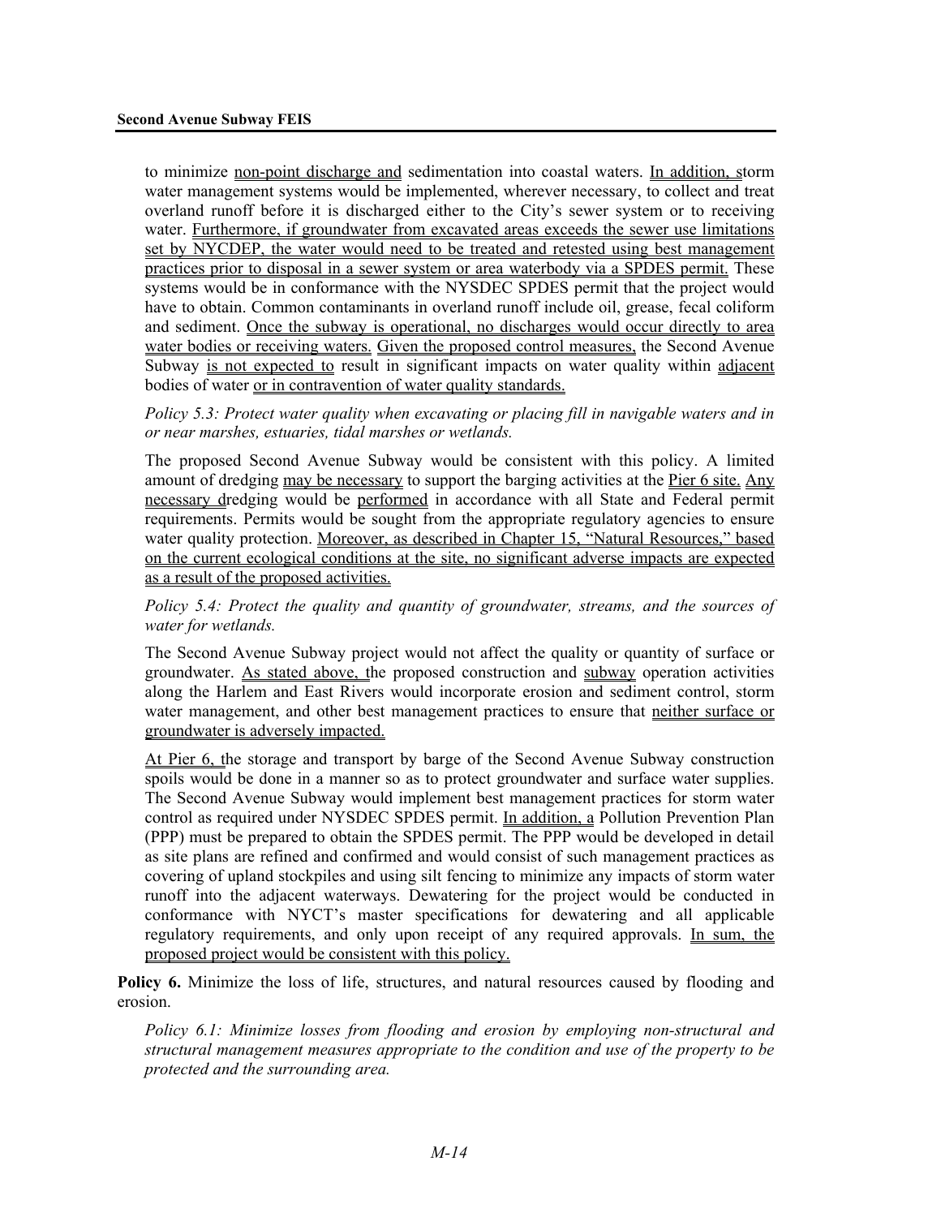to minimize non-point discharge and sedimentation into coastal waters. In addition, storm water management systems would be implemented, wherever necessary, to collect and treat overland runoff before it is discharged either to the City's sewer system or to receiving water. Furthermore, if groundwater from excavated areas exceeds the sewer use limitations set by NYCDEP, the water would need to be treated and retested using best management practices prior to disposal in a sewer system or area waterbody via a SPDES permit. These systems would be in conformance with the NYSDEC SPDES permit that the project would have to obtain. Common contaminants in overland runoff include oil, grease, fecal coliform and sediment. Once the subway is operational, no discharges would occur directly to area water bodies or receiving waters. Given the proposed control measures, the Second Avenue Subway is not expected to result in significant impacts on water quality within adjacent bodies of water or in contravention of water quality standards.

*Policy 5.3: Protect water quality when excavating or placing fill in navigable waters and in or near marshes, estuaries, tidal marshes or wetlands.*

The proposed Second Avenue Subway would be consistent with this policy. A limited amount of dredging may be necessary to support the barging activities at the Pier 6 site. Any necessary dredging would be performed in accordance with all State and Federal permit requirements. Permits would be sought from the appropriate regulatory agencies to ensure water quality protection. Moreover, as described in Chapter 15, "Natural Resources," based on the current ecological conditions at the site, no significant adverse impacts are expected as a result of the proposed activities.

*Policy 5.4: Protect the quality and quantity of groundwater, streams, and the sources of water for wetlands.*

The Second Avenue Subway project would not affect the quality or quantity of surface or groundwater. As stated above, the proposed construction and subway operation activities along the Harlem and East Rivers would incorporate erosion and sediment control, storm water management, and other best management practices to ensure that neither surface or groundwater is adversely impacted.

At Pier 6, the storage and transport by barge of the Second Avenue Subway construction spoils would be done in a manner so as to protect groundwater and surface water supplies. The Second Avenue Subway would implement best management practices for storm water control as required under NYSDEC SPDES permit. In addition, a Pollution Prevention Plan (PPP) must be prepared to obtain the SPDES permit. The PPP would be developed in detail as site plans are refined and confirmed and would consist of such management practices as covering of upland stockpiles and using silt fencing to minimize any impacts of storm water runoff into the adjacent waterways. Dewatering for the project would be conducted in conformance with NYCT's master specifications for dewatering and all applicable regulatory requirements, and only upon receipt of any required approvals. In sum, the proposed project would be consistent with this policy.

**Policy 6.** Minimize the loss of life, structures, and natural resources caused by flooding and erosion.

*Policy 6.1: Minimize losses from flooding and erosion by employing non-structural and structural management measures appropriate to the condition and use of the property to be protected and the surrounding area.*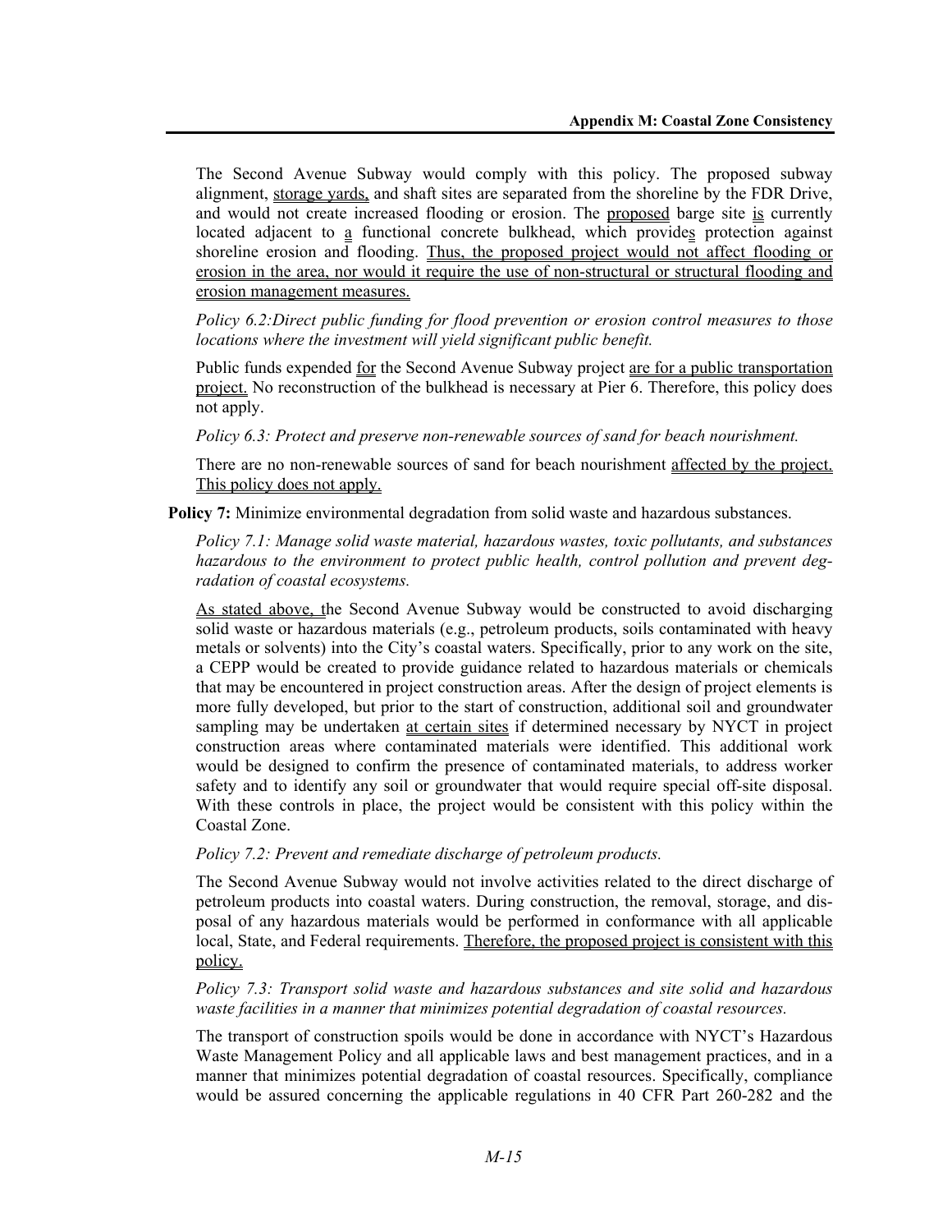The Second Avenue Subway would comply with this policy. The proposed subway alignment, storage yards, and shaft sites are separated from the shoreline by the FDR Drive, and would not create increased flooding or erosion. The proposed barge site is currently located adjacent to a functional concrete bulkhead, which provides protection against shoreline erosion and flooding. Thus, the proposed project would not affect flooding or erosion in the area, nor would it require the use of non-structural or structural flooding and erosion management measures.

*Policy 6.2:Direct public funding for flood prevention or erosion control measures to those locations where the investment will yield significant public benefit.*

Public funds expended for the Second Avenue Subway project are for a public transportation project. No reconstruction of the bulkhead is necessary at Pier 6. Therefore, this policy does not apply.

*Policy 6.3: Protect and preserve non-renewable sources of sand for beach nourishment.*

There are no non-renewable sources of sand for beach nourishment affected by the project. This policy does not apply.

**Policy 7:** Minimize environmental degradation from solid waste and hazardous substances.

*Policy 7.1: Manage solid waste material, hazardous wastes, toxic pollutants, and substances hazardous to the environment to protect public health, control pollution and prevent degradation of coastal ecosystems.*

As stated above, the Second Avenue Subway would be constructed to avoid discharging solid waste or hazardous materials (e.g., petroleum products, soils contaminated with heavy metals or solvents) into the City's coastal waters. Specifically, prior to any work on the site, a CEPP would be created to provide guidance related to hazardous materials or chemicals that may be encountered in project construction areas. After the design of project elements is more fully developed, but prior to the start of construction, additional soil and groundwater sampling may be undertaken at certain sites if determined necessary by NYCT in project construction areas where contaminated materials were identified. This additional work would be designed to confirm the presence of contaminated materials, to address worker safety and to identify any soil or groundwater that would require special off-site disposal. With these controls in place, the project would be consistent with this policy within the Coastal Zone.

*Policy 7.2: Prevent and remediate discharge of petroleum products.*

The Second Avenue Subway would not involve activities related to the direct discharge of petroleum products into coastal waters. During construction, the removal, storage, and disposal of any hazardous materials would be performed in conformance with all applicable local, State, and Federal requirements. Therefore, the proposed project is consistent with this policy.

*Policy 7.3: Transport solid waste and hazardous substances and site solid and hazardous waste facilities in a manner that minimizes potential degradation of coastal resources.*

The transport of construction spoils would be done in accordance with NYCT's Hazardous Waste Management Policy and all applicable laws and best management practices, and in a manner that minimizes potential degradation of coastal resources. Specifically, compliance would be assured concerning the applicable regulations in 40 CFR Part 260-282 and the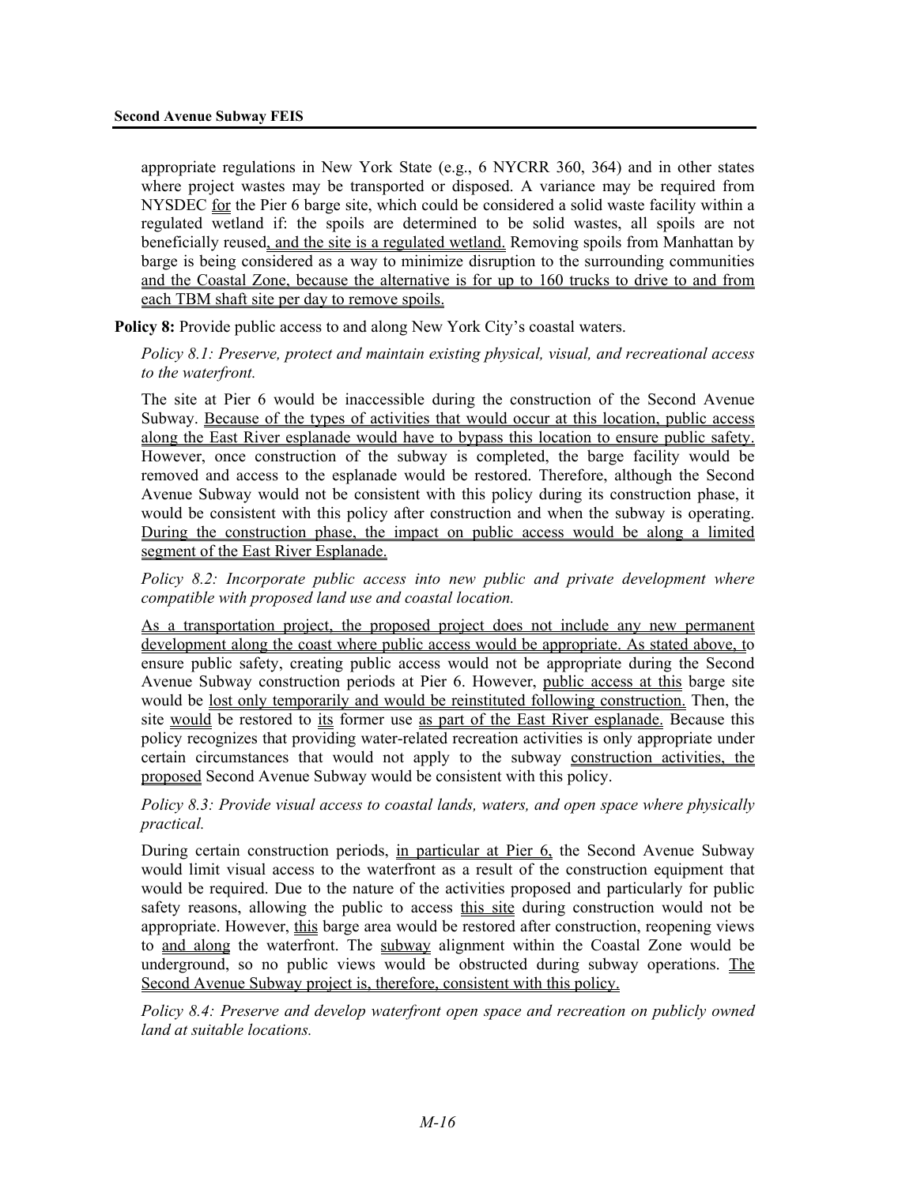appropriate regulations in New York State (e.g., 6 NYCRR 360, 364) and in other states where project wastes may be transported or disposed. A variance may be required from NYSDEC for the Pier 6 barge site, which could be considered a solid waste facility within a regulated wetland if: the spoils are determined to be solid wastes, all spoils are not beneficially reused, and the site is a regulated wetland. Removing spoils from Manhattan by barge is being considered as a way to minimize disruption to the surrounding communities and the Coastal Zone, because the alternative is for up to 160 trucks to drive to and from each TBM shaft site per day to remove spoils.

**Policy 8:** Provide public access to and along New York City's coastal waters.

*Policy 8.1: Preserve, protect and maintain existing physical, visual, and recreational access to the waterfront.*

The site at Pier 6 would be inaccessible during the construction of the Second Avenue Subway. Because of the types of activities that would occur at this location, public access along the East River esplanade would have to bypass this location to ensure public safety. However, once construction of the subway is completed, the barge facility would be removed and access to the esplanade would be restored. Therefore, although the Second Avenue Subway would not be consistent with this policy during its construction phase, it would be consistent with this policy after construction and when the subway is operating. During the construction phase, the impact on public access would be along a limited segment of the East River Esplanade.

*Policy 8.2: Incorporate public access into new public and private development where compatible with proposed land use and coastal location.*

As a transportation project, the proposed project does not include any new permanent development along the coast where public access would be appropriate. As stated above, to ensure public safety, creating public access would not be appropriate during the Second Avenue Subway construction periods at Pier 6. However, public access at this barge site would be lost only temporarily and would be reinstituted following construction. Then, the site would be restored to its former use as part of the East River esplanade. Because this policy recognizes that providing water-related recreation activities is only appropriate under certain circumstances that would not apply to the subway construction activities, the proposed Second Avenue Subway would be consistent with this policy.

*Policy 8.3: Provide visual access to coastal lands, waters, and open space where physically practical.*

During certain construction periods, in particular at Pier 6, the Second Avenue Subway would limit visual access to the waterfront as a result of the construction equipment that would be required. Due to the nature of the activities proposed and particularly for public safety reasons, allowing the public to access this site during construction would not be appropriate. However, this barge area would be restored after construction, reopening views to and along the waterfront. The subway alignment within the Coastal Zone would be underground, so no public views would be obstructed during subway operations. The Second Avenue Subway project is, therefore, consistent with this policy.

*Policy 8.4: Preserve and develop waterfront open space and recreation on publicly owned land at suitable locations.*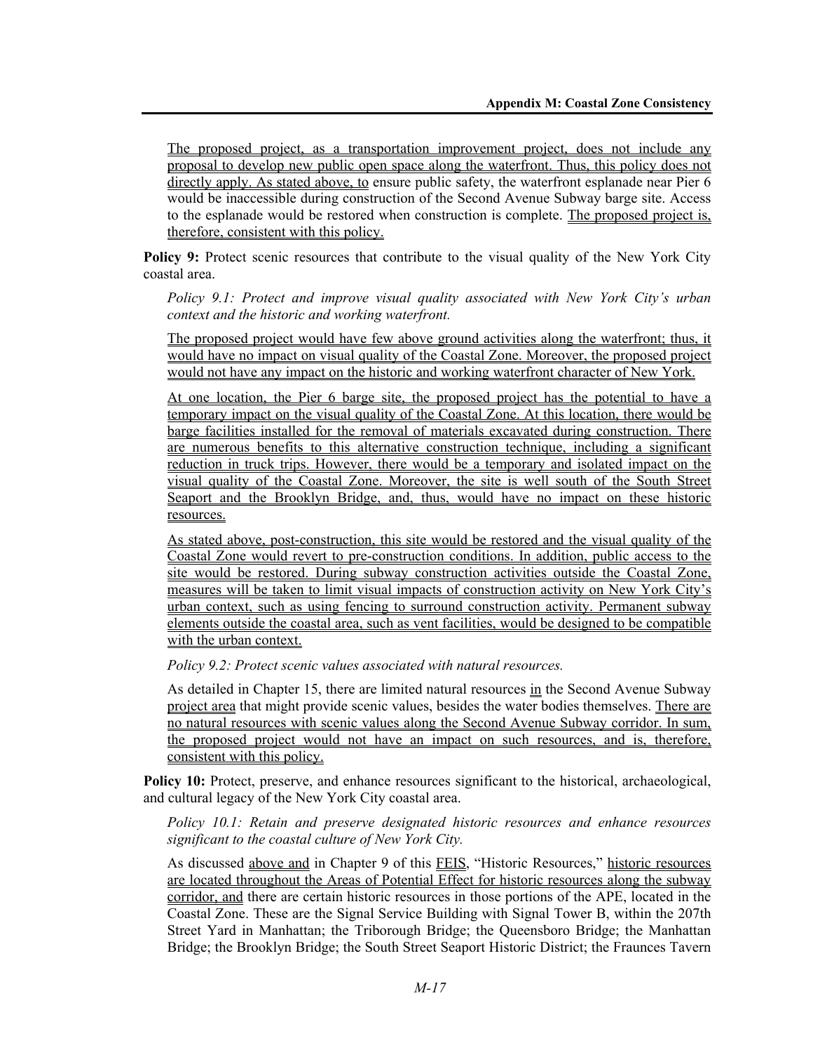The proposed project, as a transportation improvement project, does not include any proposal to develop new public open space along the waterfront. Thus, this policy does not directly apply. As stated above, to ensure public safety, the waterfront esplanade near Pier 6 would be inaccessible during construction of the Second Avenue Subway barge site. Access to the esplanade would be restored when construction is complete. The proposed project is, therefore, consistent with this policy.

**Policy 9:** Protect scenic resources that contribute to the visual quality of the New York City coastal area.

*Policy 9.1: Protect and improve visual quality associated with New York City's urban context and the historic and working waterfront.*

The proposed project would have few above ground activities along the waterfront; thus, it would have no impact on visual quality of the Coastal Zone. Moreover, the proposed project would not have any impact on the historic and working waterfront character of New York.

At one location, the Pier 6 barge site, the proposed project has the potential to have a temporary impact on the visual quality of the Coastal Zone. At this location, there would be barge facilities installed for the removal of materials excavated during construction. There are numerous benefits to this alternative construction technique, including a significant reduction in truck trips. However, there would be a temporary and isolated impact on the visual quality of the Coastal Zone. Moreover, the site is well south of the South Street Seaport and the Brooklyn Bridge, and, thus, would have no impact on these historic resources.

As stated above, post-construction, this site would be restored and the visual quality of the Coastal Zone would revert to pre-construction conditions. In addition, public access to the site would be restored. During subway construction activities outside the Coastal Zone, measures will be taken to limit visual impacts of construction activity on New York City's urban context, such as using fencing to surround construction activity. Permanent subway elements outside the coastal area, such as vent facilities, would be designed to be compatible with the urban context.

*Policy 9.2: Protect scenic values associated with natural resources.*

As detailed in Chapter 15, there are limited natural resources in the Second Avenue Subway project area that might provide scenic values, besides the water bodies themselves. There are no natural resources with scenic values along the Second Avenue Subway corridor. In sum, the proposed project would not have an impact on such resources, and is, therefore, consistent with this policy.

**Policy 10:** Protect, preserve, and enhance resources significant to the historical, archaeological, and cultural legacy of the New York City coastal area.

*Policy 10.1: Retain and preserve designated historic resources and enhance resources significant to the coastal culture of New York City.*

As discussed above and in Chapter 9 of this FEIS, "Historic Resources," historic resources are located throughout the Areas of Potential Effect for historic resources along the subway corridor, and there are certain historic resources in those portions of the APE, located in the Coastal Zone. These are the Signal Service Building with Signal Tower B, within the 207th Street Yard in Manhattan; the Triborough Bridge; the Queensboro Bridge; the Manhattan Bridge; the Brooklyn Bridge; the South Street Seaport Historic District; the Fraunces Tavern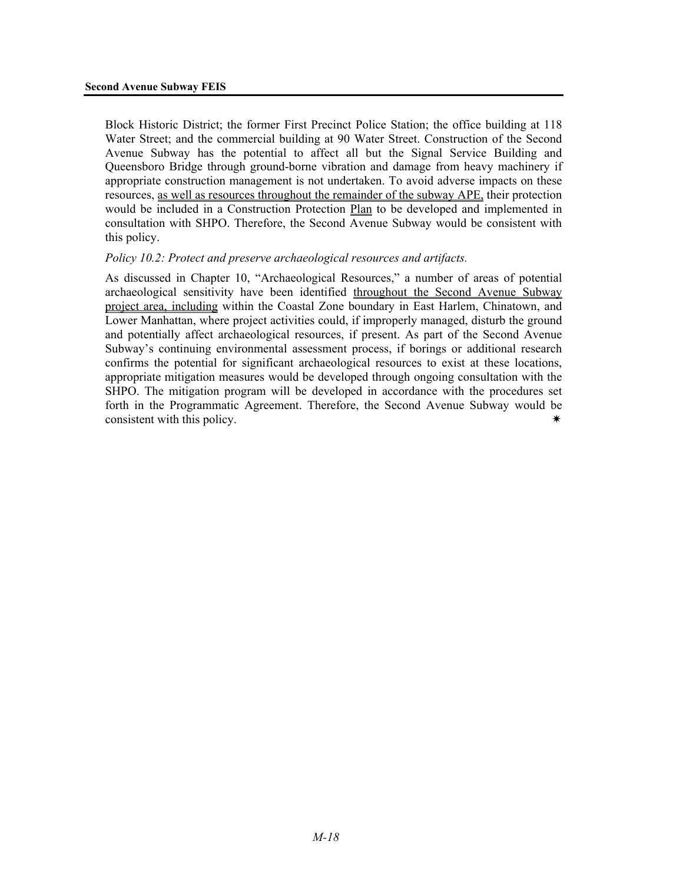Block Historic District; the former First Precinct Police Station; the office building at 118 Water Street; and the commercial building at 90 Water Street. Construction of the Second Avenue Subway has the potential to affect all but the Signal Service Building and Queensboro Bridge through ground-borne vibration and damage from heavy machinery if appropriate construction management is not undertaken. To avoid adverse impacts on these resources, as well as resources throughout the remainder of the subway APE, their protection would be included in a Construction Protection Plan to be developed and implemented in consultation with SHPO. Therefore, the Second Avenue Subway would be consistent with this policy.

*Policy 10.2: Protect and preserve archaeological resources and artifacts.*

As discussed in Chapter 10, "Archaeological Resources," a number of areas of potential archaeological sensitivity have been identified throughout the Second Avenue Subway project area, including within the Coastal Zone boundary in East Harlem, Chinatown, and Lower Manhattan, where project activities could, if improperly managed, disturb the ground and potentially affect archaeological resources, if present. As part of the Second Avenue Subway's continuing environmental assessment process, if borings or additional research confirms the potential for significant archaeological resources to exist at these locations, appropriate mitigation measures would be developed through ongoing consultation with the SHPO. The mitigation program will be developed in accordance with the procedures set forth in the Programmatic Agreement. Therefore, the Second Avenue Subway would be consistent with this policy. ✷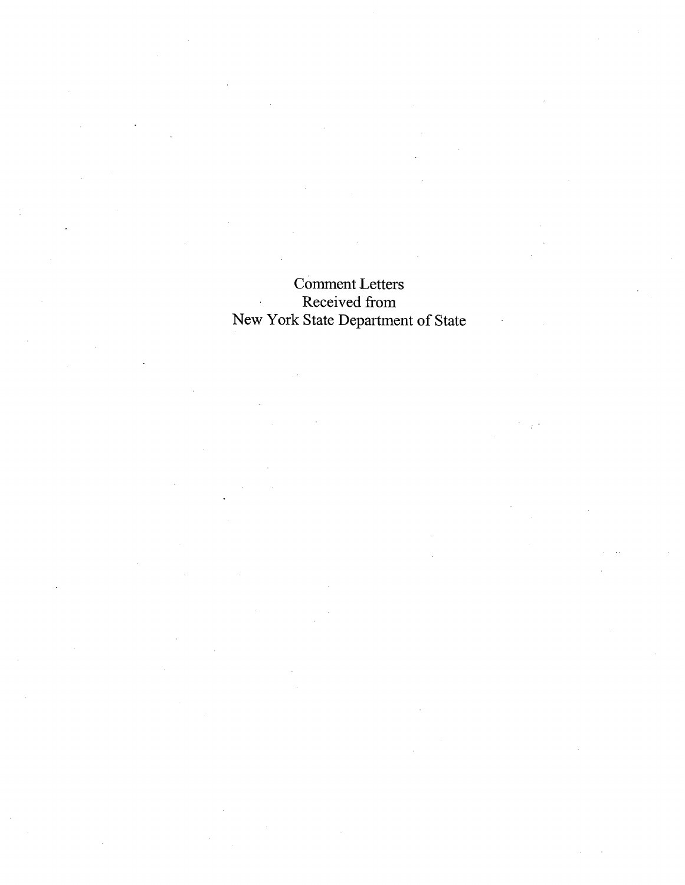Comment Letters
Received from
New York State Department of State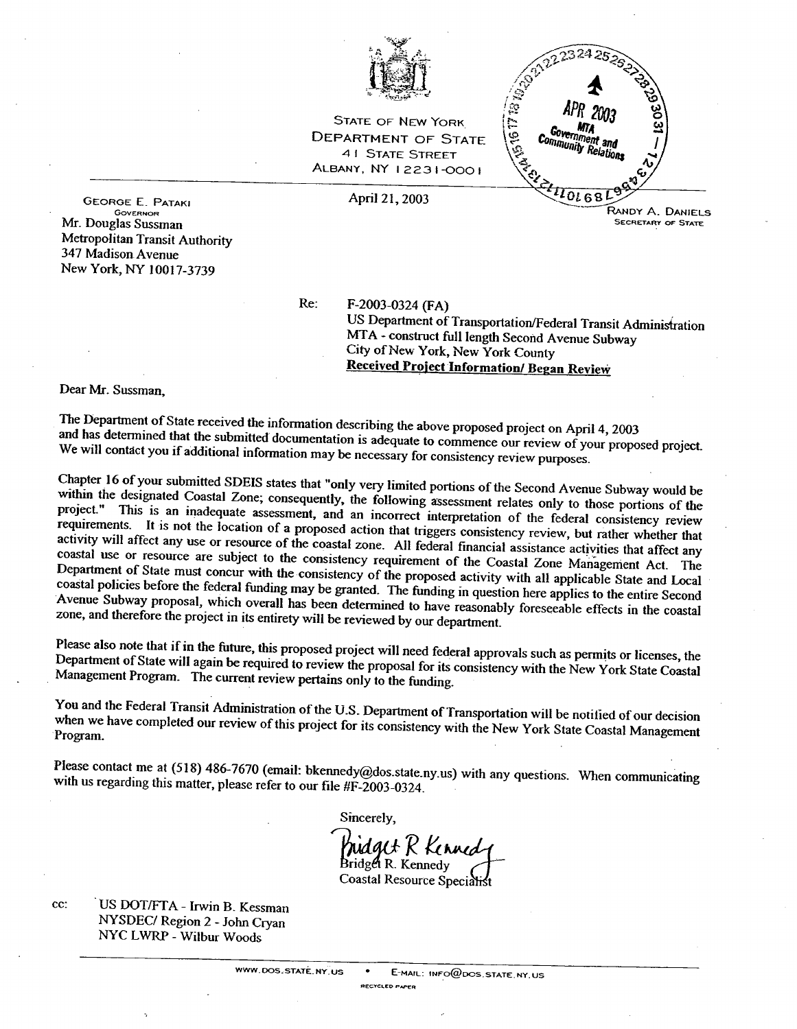STATE OF NEW YORK
DEPARTMENT OF STATE
41 STATE STREET
ALBANY, NY 12231-0001

APR 2003
MTA
Government and Community Relations

GEORGE E. PATAKI
GOVERNOR

April 21, 2003

RANDY A. DANIELS
SECRETARY OF STATE

Mr. Douglas Sussman
Metropolitan Transit Authority
347 Madison Avenue
New York, NY 10017-3739

Re: F-2003-0324 (FA)
US Department of Transportation/Federal Transit Administration
MTA - construct full length Second Avenue Subway
City of New York, New York County
**Received Project Information/ Began Review**

Dear Mr. Sussman,

The Department of State received the information describing the above proposed project on April 4, 2003 and has determined that the submitted documentation is adequate to commence our review of your proposed project. We will contact you if additional information may be necessary for consistency review purposes.

Chapter 16 of your submitted SDEIS states that "only very limited portions of the Second Avenue Subway would be within the designated Coastal Zone; consequently, the following assessment relates only to those portions of the project." This is an inadequate assessment, and an incorrect interpretation of the federal consistency review requirements. It is not the location of a proposed action that triggers consistency review, but rather whether that activity will affect any use or resource of the coastal zone. All federal financial assistance activities that affect any coastal use or resource are subject to the consistency requirement of the Coastal Zone Management Act. The Department of State must concur with the consistency of the proposed activity with all applicable State and Local coastal policies before the federal funding may be granted. The funding in question here applies to the entire Second Avenue Subway proposal, which overall has been determined to have reasonably foreseeable effects in the coastal zone, and therefore the project in its entirety will be reviewed by our department.

Please also note that if in the future, this proposed project will need federal approvals such as permits or licenses, the Department of State will again be required to review the proposal for its consistency with the New York State Coastal Management Program. The current review pertains only to the funding.

You and the Federal Transit Administration of the U.S. Department of Transportation will be notified of our decision when we have completed our review of this project for its consistency with the New York State Coastal Management Program.

Please contact me at (518) 486-7670 (email: bkennedy@dos.state.ny.us) with any questions. When communicating with us regarding this matter, please refer to our file #F-2003-0324.

Sincerely,

Bridget R Kennedy
Bridget R. Kennedy
Coastal Resource Specialist

cc: US DOT/FTA - Irwin B. Kessman
NYSDEC/ Region 2 - John Cryan
NYC LWRP - Wilbur Woods

WWW.DOS.STATE.NY.US • E-MAIL: INFO@DOS.STATE.NY.US

RECYCLED PAPER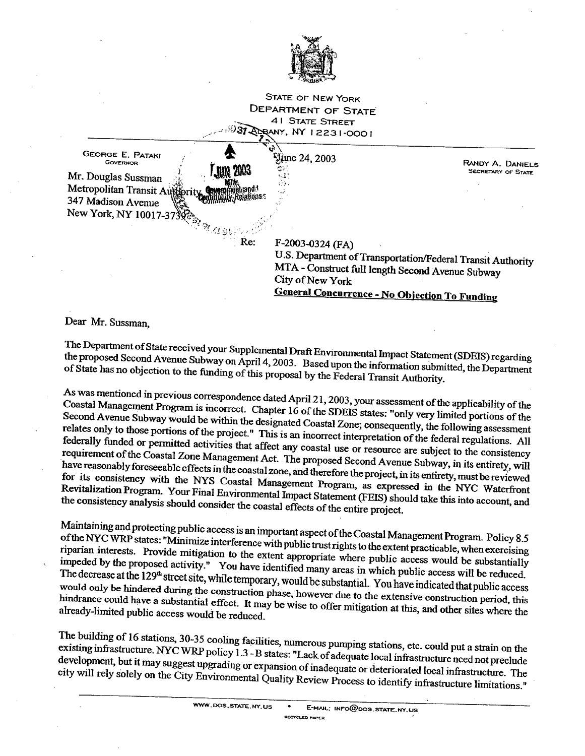STATE OF NEW YORK
DEPARTMENT OF STATE
41 STATE STREET
ALBANY, NY 12231-0001

GEORGE E. PATAKI
GOVERNOR

RANDY A. DANIELS
SECRETARY OF STATE

June 24, 2003

Mr. Douglas Sussman
Metropolitan Transit Authority
347 Madison Avenue
New York, NY 10017-3739

Re: F-2003-0324 (FA)
U.S. Department of Transportation/Federal Transit Authority
MTA - Construct full length Second Avenue Subway
City of New York
**General Concurrence - No Objection To Funding**

Dear Mr. Sussman,

The Department of State received your Supplemental Draft Environmental Impact Statement (SDEIS) regarding the proposed Second Avenue Subway on April 4, 2003. Based upon the information submitted, the Department of State has no objection to the funding of this proposal by the Federal Transit Authority.

As was mentioned in previous correspondence dated April 21, 2003, your assessment of the applicability of the Coastal Management Program is incorrect. Chapter 16 of the SDEIS states: "only very limited portions of the Second Avenue Subway would be within the designated Coastal Zone; consequently, the following assessment relates only to those portions of the project." This is an incorrect interpretation of the federal regulations. All federally funded or permitted activities that affect any coastal use or resource are subject to the consistency requirement of the Coastal Zone Management Act. The proposed Second Avenue Subway, in its entirety, will have reasonably foreseeable effects in the coastal zone, and therefore the project, in its entirety, must be reviewed for its consistency with the NYS Coastal Management Program, as expressed in the NYC Waterfront Revitalization Program. Your Final Environmental Impact Statement (FEIS) should take this into account, and the consistency analysis should consider the coastal effects of the entire project.

Maintaining and protecting public access is an important aspect of the Coastal Management Program. Policy 8.5 of the NYC WRP states: "Minimize interference with public trust rights to the extent practicable, when exercising riparian interests. Provide mitigation to the extent appropriate where public access would be substantially impeded by the proposed activity." You have identified many areas in which public access will be reduced. The decrease at the 129th street site, while temporary, would be substantial. You have indicated that public access would only be hindered during the construction phase, however due to the extensive construction period, this hindrance could have a substantial effect. It may be wise to offer mitigation at this, and other sites where the already-limited public access would be reduced.

The building of 16 stations, 30-35 cooling facilities, numerous pumping stations, etc. could put a strain on the existing infrastructure. NYC WRP policy 1.3 - B states: "Lack of adequate local infrastructure need not preclude development, but it may suggest upgrading or expansion of inadequate or deteriorated local infrastructure. The city will rely solely on the City Environmental Quality Review Process to identify infrastructure limitations."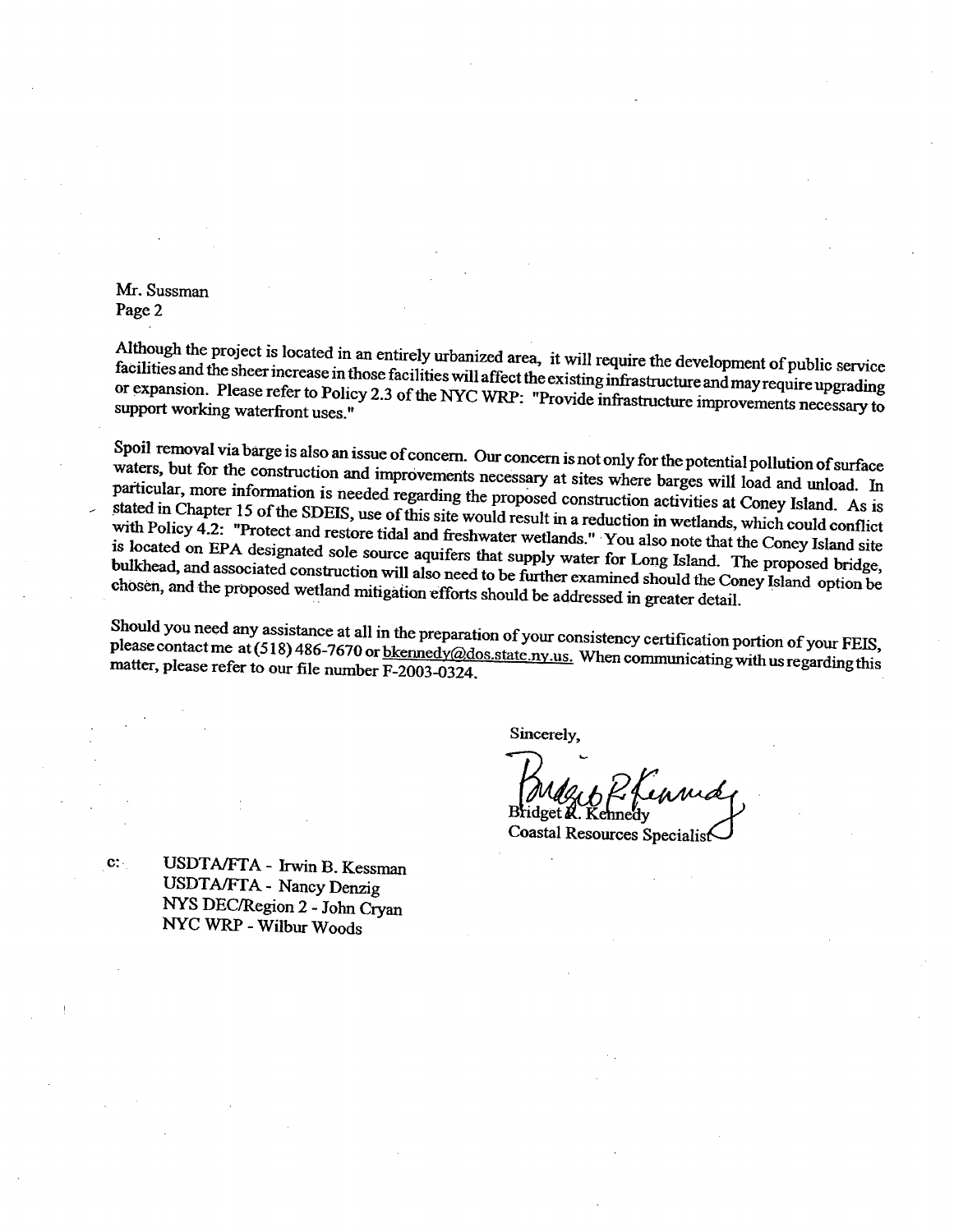Mr. Sussman
Page 2

Although the project is located in an entirely urbanized area, it will require the development of public service facilities and the sheer increase in those facilities will affect the existing infrastructure and may require upgrading or expansion. Please refer to Policy 2.3 of the NYC WRP: "Provide infrastructure improvements necessary to support working waterfront uses."

Spoil removal via barge is also an issue of concern. Our concern is not only for the potential pollution of surface waters, but for the construction and improvements necessary at sites where barges will load and unload. In particular, more information is needed regarding the proposed construction activities at Coney Island. As is stated in Chapter 15 of the SDEIS, use of this site would result in a reduction in wetlands, which could conflict with Policy 4.2: "Protect and restore tidal and freshwater wetlands." You also note that the Coney Island site is located on EPA designated sole source aquifers that supply water for Long Island. The proposed bridge, bulkhead, and associated construction will also need to be further examined should the Coney Island option be chosen, and the proposed wetland mitigation efforts should be addressed in greater detail.

Should you need any assistance at all in the preparation of your consistency certification portion of your FEIS, please contact me at (518) 486-7670 or bkennedy@dos.state.ny.us. When communicating with us regarding this matter, please refer to our file number F-2003-0324.

Sincerely,

Bridget R. Kennedy
Coastal Resources Specialist

c: USDTA/FTA - Irwin B. Kessman
USDTA/FTA - Nancy Denzig
NYS DEC/Region 2 - John Cryan
NYC WRP - Wilbur Woods